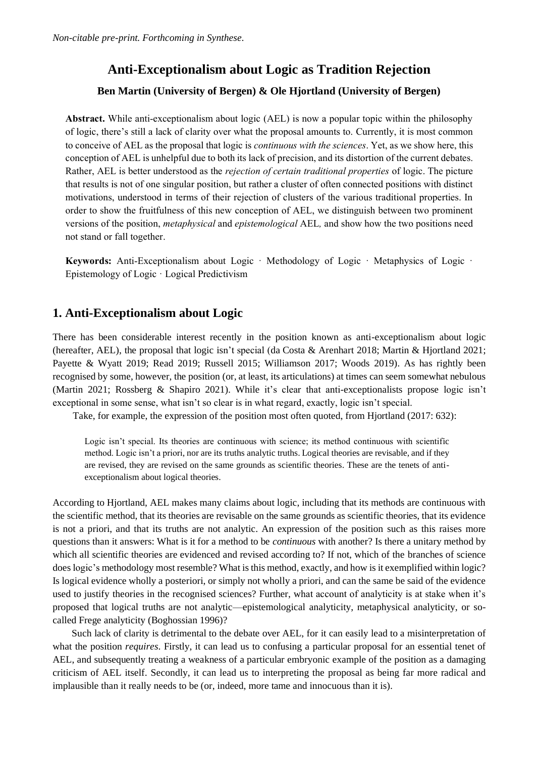*Non-citable pre-print. Forthcoming in Synthese.*

# Anti-Exceptionalism about Logic as Tradition Rejection

**Ben Martin (University of Bergen) & Ole Hjortland (University of Bergen)**

**Abstract.** While anti-exceptionalism about logic (AEL) is now a popular topic within the philosophy of logic, there's still a lack of clarity over what the proposal amounts to. Currently, it is most common to conceive of AEL as the proposal that logic is *continuous with the sciences*. Yet, as we show here, this conception of AEL is unhelpful due to both its lack of precision, and its distortion of the current debates. Rather, AEL is better understood as the *rejection of certain traditional properties* of logic. The picture that results is not of one singular position, but rather a cluster of often connected positions with distinct motivations, understood in terms of their rejection of clusters of the various traditional properties. In order to show the fruitfulness of this new conception of AEL, we distinguish between two prominent versions of the position, *metaphysical* and *epistemological* AEL, and show how the two positions need not stand or fall together.

**Keywords:** Anti-Exceptionalism about Logic · Methodology of Logic · Metaphysics of Logic · Epistemology of Logic · Logical Predictivism

## 1. Anti-Exceptionalism about Logic

There has been considerable interest recently in the position known as anti-exceptionalism about logic (hereafter, AEL), the proposal that logic isn't special (da Costa & Arenhart 2018; Martin & Hjortland 2021; Payette & Wyatt 2019; Read 2019; Russell 2015; Williamson 2017; Woods 2019). As has rightly been recognised by some, however, the position (or, at least, its articulations) at times can seem somewhat nebulous (Martin 2021; Rossberg & Shapiro 2021). While it's clear that anti-exceptionalists propose logic isn't exceptional in some sense, what isn't so clear is in what regard, exactly, logic isn't special.

Take, for example, the expression of the position most often quoted, from Hjortland (2017: 632):

> Logic isn't special. Its theories are continuous with science; its method continuous with scientific method. Logic isn't a priori, nor are its truths analytic truths. Logical theories are revisable, and if they are revised, they are revised on the same grounds as scientific theories. These are the tenets of anti-exceptionalism about logical theories.

According to Hjortland, AEL makes many claims about logic, including that its methods are continuous with the scientific method, that its theories are revisable on the same grounds as scientific theories, that its evidence is not a priori, and that its truths are not analytic. An expression of the position such as this raises more questions than it answers: What is it for a method to be *continuous* with another? Is there a unitary method by which all scientific theories are evidenced and revised according to? If not, which of the branches of science does logic's methodology most resemble? What is this method, exactly, and how is it exemplified within logic? Is logical evidence wholly a posteriori, or simply not wholly a priori, and can the same be said of the evidence used to justify theories in the recognised sciences? Further, what account of analyticity is at stake when it's proposed that logical truths are not analytic—epistemological analyticity, metaphysical analyticity, or so-called Frege analyticity (Boghossian 1996)?

Such lack of clarity is detrimental to the debate over AEL, for it can easily lead to a misinterpretation of what the position *requires*. Firstly, it can lead us to confusing a particular proposal for an essential tenet of AEL, and subsequently treating a weakness of a particular embryonic example of the position as a damaging criticism of AEL itself. Secondly, it can lead us to interpreting the proposal as being far more radical and implausible than it really needs to be (or, indeed, more tame and innocuous than it is).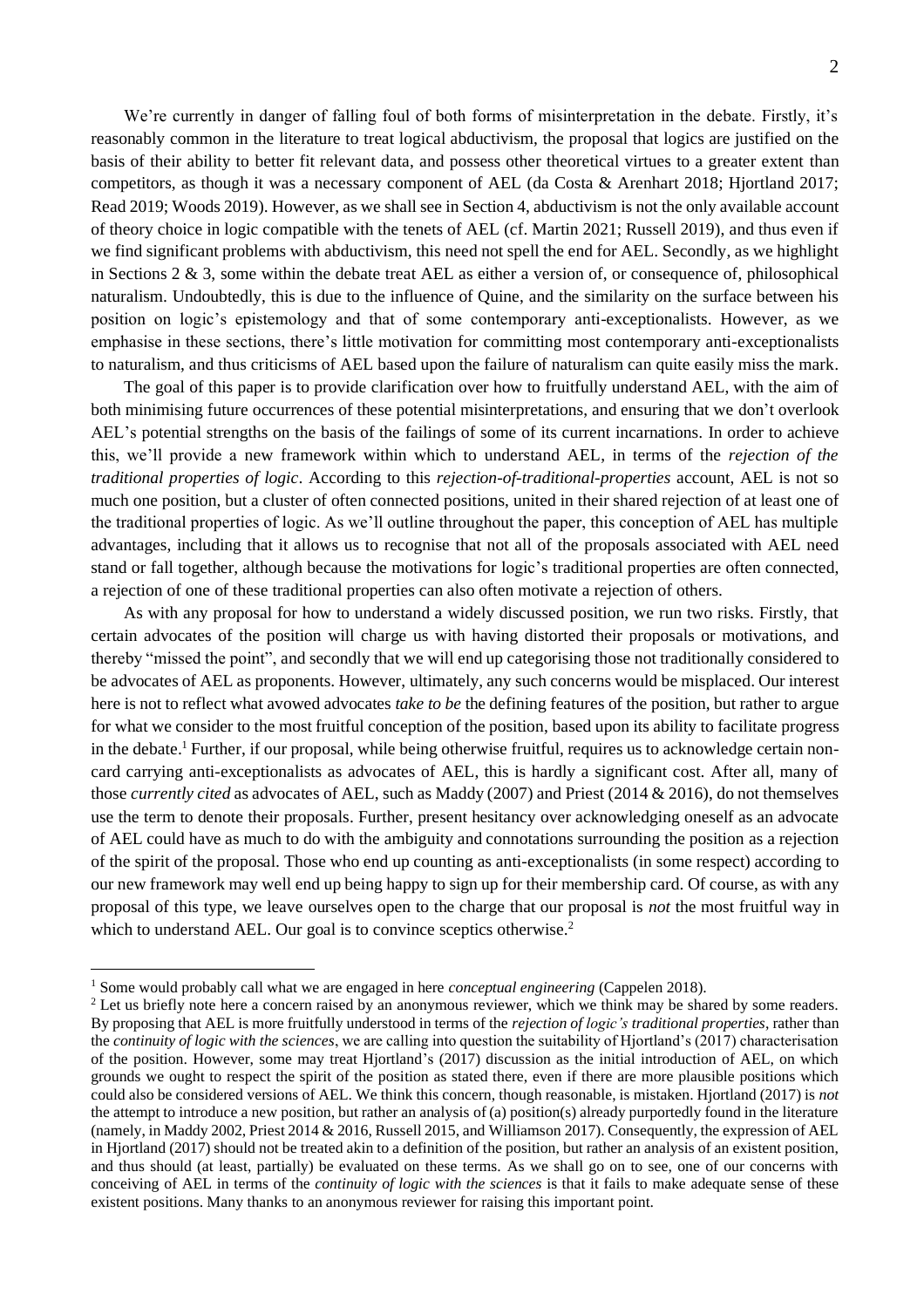We're currently in danger of falling foul of both forms of misinterpretation in the debate. Firstly, it's reasonably common in the literature to treat logical abductivism, the proposal that logics are justified on the basis of their ability to better fit relevant data, and possess other theoretical virtues to a greater extent than competitors, as though it was a necessary component of AEL (da Costa & Arenhart 2018; Hjortland 2017; Read 2019; Woods 2019). However, as we shall see in Section 4, abductivism is not the only available account of theory choice in logic compatible with the tenets of AEL (cf. Martin 2021; Russell 2019), and thus even if we find significant problems with abductivism, this need not spell the end for AEL. Secondly, as we highlight in Sections 2 & 3, some within the debate treat AEL as either a version of, or consequence of, philosophical naturalism. Undoubtedly, this is due to the influence of Quine, and the similarity on the surface between his position on logic's epistemology and that of some contemporary anti-exceptionalists. However, as we emphasise in these sections, there's little motivation for committing most contemporary anti-exceptionalists to naturalism, and thus criticisms of AEL based upon the failure of naturalism can quite easily miss the mark.

The goal of this paper is to provide clarification over how to fruitfully understand AEL, with the aim of both minimising future occurrences of these potential misinterpretations, and ensuring that we don't overlook AEL's potential strengths on the basis of the failings of some of its current incarnations. In order to achieve this, we'll provide a new framework within which to understand AEL, in terms of the *rejection of the traditional properties of logic*. According to this *rejection-of-traditional-properties* account, AEL is not so much one position, but a cluster of often connected positions, united in their shared rejection of at least one of the traditional properties of logic. As we'll outline throughout the paper, this conception of AEL has multiple advantages, including that it allows us to recognise that not all of the proposals associated with AEL need stand or fall together, although because the motivations for logic's traditional properties are often connected, a rejection of one of these traditional properties can also often motivate a rejection of others.

As with any proposal for how to understand a widely discussed position, we run two risks. Firstly, that certain advocates of the position will charge us with having distorted their proposals or motivations, and thereby "missed the point", and secondly that we will end up categorising those not traditionally considered to be advocates of AEL as proponents. However, ultimately, any such concerns would be misplaced. Our interest here is not to reflect what avowed advocates *take to be* the defining features of the position, but rather to argue for what we consider to the most fruitful conception of the position, based upon its ability to facilitate progress in the debate.[1] Further, if our proposal, while being otherwise fruitful, requires us to acknowledge certain non-card carrying anti-exceptionalists as advocates of AEL, this is hardly a significant cost. After all, many of those *currently cited* as advocates of AEL, such as Maddy (2007) and Priest (2014 & 2016), do not themselves use the term to denote their proposals. Further, present hesitancy over acknowledging oneself as an advocate of AEL could have as much to do with the ambiguity and connotations surrounding the position as a rejection of the spirit of the proposal. Those who end up counting as anti-exceptionalists (in some respect) according to our new framework may well end up being happy to sign up for their membership card. Of course, as with any proposal of this type, we leave ourselves open to the charge that our proposal is *not* the most fruitful way in which to understand AEL. Our goal is to convince sceptics otherwise.[2]

---

[1] Some would probably call what we are engaged in here *conceptual engineering* (Cappelen 2018).

[2] Let us briefly note here a concern raised by an anonymous reviewer, which we think may be shared by some readers. By proposing that AEL is more fruitfully understood in terms of the *rejection of logic's traditional properties*, rather than the *continuity of logic with the sciences*, we are calling into question the suitability of Hjortland's (2017) characterisation of the position. However, some may treat Hjortland's (2017) discussion as the initial introduction of AEL, on which grounds we ought to respect the spirit of the position as stated there, even if there are more plausible positions which could also be considered versions of AEL. We think this concern, though reasonable, is mistaken. Hjortland (2017) is *not* the attempt to introduce a new position, but rather an analysis of (a) position(s) already purportedly found in the literature (namely, in Maddy 2002, Priest 2014 & 2016, Russell 2015, and Williamson 2017). Consequently, the expression of AEL in Hjortland (2017) should not be treated akin to a definition of the position, but rather an analysis of an existent position, and thus should (at least, partially) be evaluated on these terms. As we shall go on to see, one of our concerns with conceiving of AEL in terms of the *continuity of logic with the sciences* is that it fails to make adequate sense of these existent positions. Many thanks to an anonymous reviewer for raising this important point.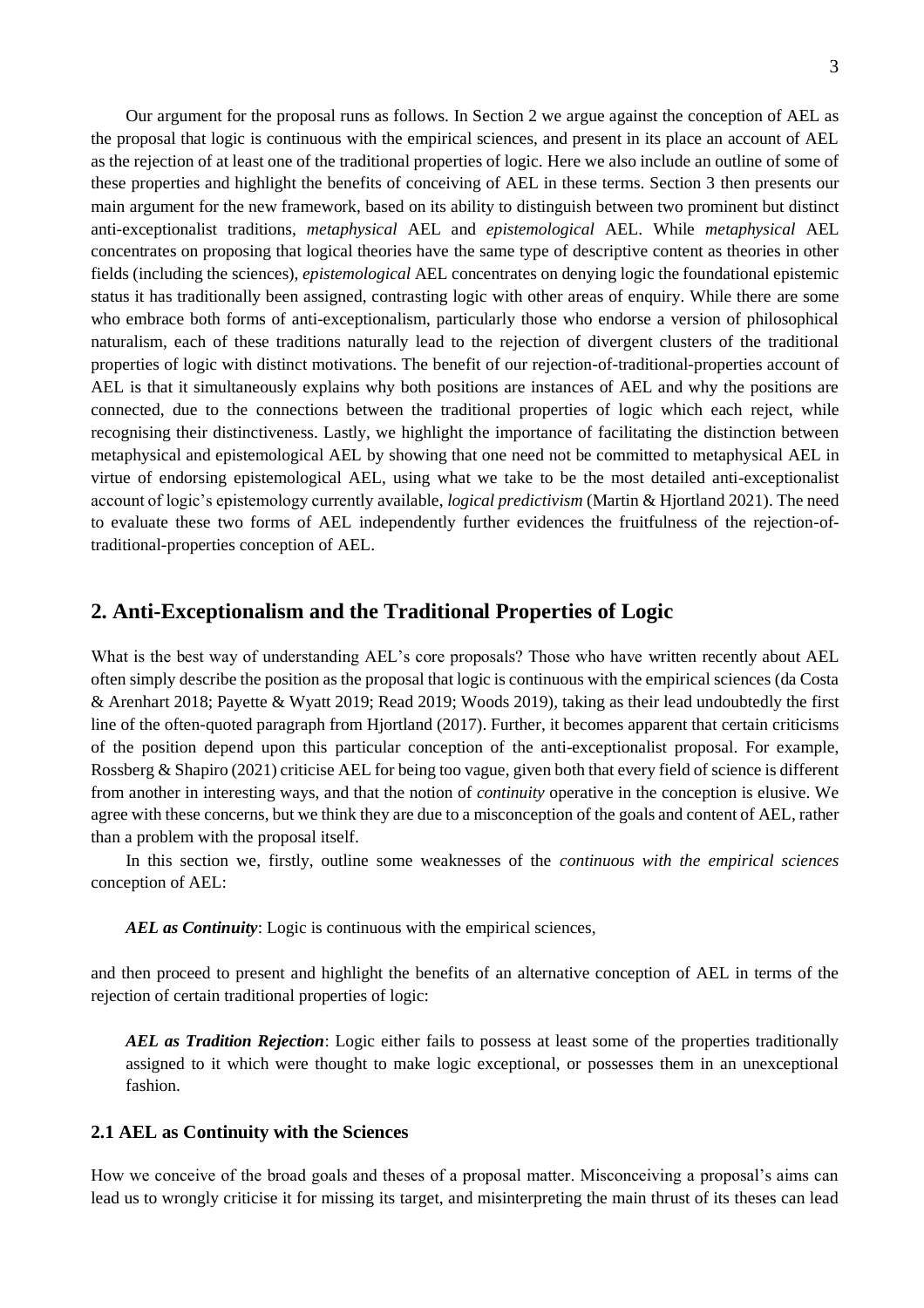Our argument for the proposal runs as follows. In Section 2 we argue against the conception of AEL as the proposal that logic is continuous with the empirical sciences, and present in its place an account of AEL as the rejection of at least one of the traditional properties of logic. Here we also include an outline of some of these properties and highlight the benefits of conceiving of AEL in these terms. Section 3 then presents our main argument for the new framework, based on its ability to distinguish between two prominent but distinct anti-exceptionalist traditions, *metaphysical* AEL and *epistemological* AEL. While *metaphysical* AEL concentrates on proposing that logical theories have the same type of descriptive content as theories in other fields (including the sciences), *epistemological* AEL concentrates on denying logic the foundational epistemic status it has traditionally been assigned, contrasting logic with other areas of enquiry. While there are some who embrace both forms of anti-exceptionalism, particularly those who endorse a version of philosophical naturalism, each of these traditions naturally lead to the rejection of divergent clusters of the traditional properties of logic with distinct motivations. The benefit of our rejection-of-traditional-properties account of AEL is that it simultaneously explains why both positions are instances of AEL and why the positions are connected, due to the connections between the traditional properties of logic which each reject, while recognising their distinctiveness. Lastly, we highlight the importance of facilitating the distinction between metaphysical and epistemological AEL by showing that one need not be committed to metaphysical AEL in virtue of endorsing epistemological AEL, using what we take to be the most detailed anti-exceptionalist account of logic's epistemology currently available, *logical predictivism* (Martin & Hjortland 2021). The need to evaluate these two forms of AEL independently further evidences the fruitfulness of the rejection-of-traditional-properties conception of AEL.

## 2. Anti-Exceptionalism and the Traditional Properties of Logic

What is the best way of understanding AEL's core proposals? Those who have written recently about AEL often simply describe the position as the proposal that logic is continuous with the empirical sciences (da Costa & Arenhart 2018; Payette & Wyatt 2019; Read 2019; Woods 2019), taking as their lead undoubtedly the first line of the often-quoted paragraph from Hjortland (2017). Further, it becomes apparent that certain criticisms of the position depend upon this particular conception of the anti-exceptionalist proposal. For example, Rossberg & Shapiro (2021) criticise AEL for being too vague, given both that every field of science is different from another in interesting ways, and that the notion of *continuity* operative in the conception is elusive. We agree with these concerns, but we think they are due to a misconception of the goals and content of AEL, rather than a problem with the proposal itself.

In this section we, firstly, outline some weaknesses of the *continuous with the empirical sciences* conception of AEL:

> ***AEL as Continuity***: Logic is continuous with the empirical sciences,

and then proceed to present and highlight the benefits of an alternative conception of AEL in terms of the rejection of certain traditional properties of logic:

> ***AEL as Tradition Rejection***: Logic either fails to possess at least some of the properties traditionally assigned to it which were thought to make logic exceptional, or possesses them in an unexceptional fashion.

### 2.1 AEL as Continuity with the Sciences

How we conceive of the broad goals and theses of a proposal matter. Misconceiving a proposal's aims can lead us to wrongly criticise it for missing its target, and misinterpreting the main thrust of its theses can lead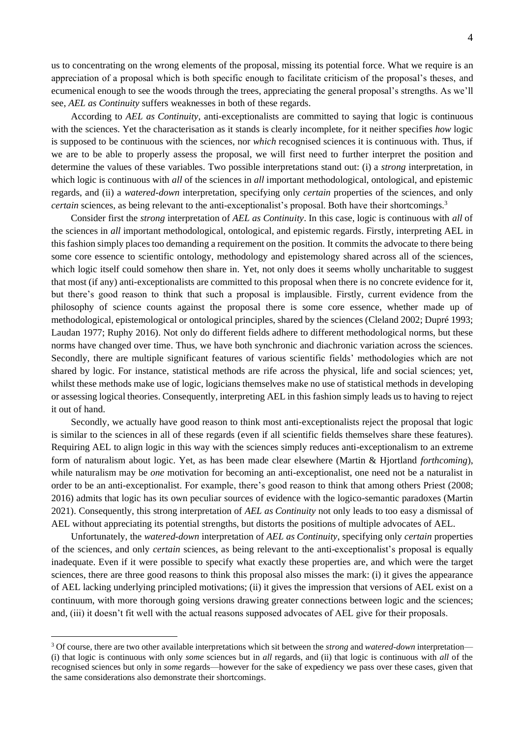us to concentrating on the wrong elements of the proposal, missing its potential force. What we require is an appreciation of a proposal which is both specific enough to facilitate criticism of the proposal's theses, and ecumenical enough to see the woods through the trees, appreciating the general proposal's strengths. As we'll see, *AEL as Continuity* suffers weaknesses in both of these regards.

According to *AEL as Continuity*, anti-exceptionalists are committed to saying that logic is continuous with the sciences. Yet the characterisation as it stands is clearly incomplete, for it neither specifies *how* logic is supposed to be continuous with the sciences, nor *which* recognised sciences it is continuous with. Thus, if we are to be able to properly assess the proposal, we will first need to further interpret the position and determine the values of these variables. Two possible interpretations stand out: (i) a *strong* interpretation, in which logic is continuous with *all* of the sciences in *all* important methodological, ontological, and epistemic regards, and (ii) a *watered-down* interpretation, specifying only *certain* properties of the sciences, and only *certain* sciences, as being relevant to the anti-exceptionalist's proposal. Both have their shortcomings.[3]

Consider first the *strong* interpretation of *AEL as Continuity*. In this case, logic is continuous with *all* of the sciences in *all* important methodological, ontological, and epistemic regards. Firstly, interpreting AEL in this fashion simply places too demanding a requirement on the position. It commits the advocate to there being some core essence to scientific ontology, methodology and epistemology shared across all of the sciences, which logic itself could somehow then share in. Yet, not only does it seems wholly uncharitable to suggest that most (if any) anti-exceptionalists are committed to this proposal when there is no concrete evidence for it, but there's good reason to think that such a proposal is implausible. Firstly, current evidence from the philosophy of science counts against the proposal there is some core essence, whether made up of methodological, epistemological or ontological principles, shared by the sciences (Cleland 2002; Dupré 1993; Laudan 1977; Ruphy 2016). Not only do different fields adhere to different methodological norms, but these norms have changed over time. Thus, we have both synchronic and diachronic variation across the sciences. Secondly, there are multiple significant features of various scientific fields' methodologies which are not shared by logic. For instance, statistical methods are rife across the physical, life and social sciences; yet, whilst these methods make use of logic, logicians themselves make no use of statistical methods in developing or assessing logical theories. Consequently, interpreting AEL in this fashion simply leads us to having to reject it out of hand.

Secondly, we actually have good reason to think most anti-exceptionalists reject the proposal that logic is similar to the sciences in all of these regards (even if all scientific fields themselves share these features). Requiring AEL to align logic in this way with the sciences simply reduces anti-exceptionalism to an extreme form of naturalism about logic. Yet, as has been made clear elsewhere (Martin & Hjortland *forthcoming*), while naturalism may be *one* motivation for becoming an anti-exceptionalist, one need not be a naturalist in order to be an anti-exceptionalist. For example, there's good reason to think that among others Priest (2008; 2016) admits that logic has its own peculiar sources of evidence with the logico-semantic paradoxes (Martin 2021). Consequently, this strong interpretation of *AEL as Continuity* not only leads to too easy a dismissal of AEL without appreciating its potential strengths, but distorts the positions of multiple advocates of AEL.

Unfortunately, the *watered-down* interpretation of *AEL as Continuity*, specifying only *certain* properties of the sciences, and only *certain* sciences, as being relevant to the anti-exceptionalist's proposal is equally inadequate. Even if it were possible to specify what exactly these properties are, and which were the target sciences, there are three good reasons to think this proposal also misses the mark: (i) it gives the appearance of AEL lacking underlying principled motivations; (ii) it gives the impression that versions of AEL exist on a continuum, with more thorough going versions drawing greater connections between logic and the sciences; and, (iii) it doesn't fit well with the actual reasons supposed advocates of AEL give for their proposals.

[3] Of course, there are two other available interpretations which sit between the *strong* and *watered-down* interpretation—(i) that logic is continuous with only *some* sciences but in *all* regards, and (ii) that logic is continuous with *all* of the recognised sciences but only in *some* regards—however for the sake of expediency we pass over these cases, given that the same considerations also demonstrate their shortcomings.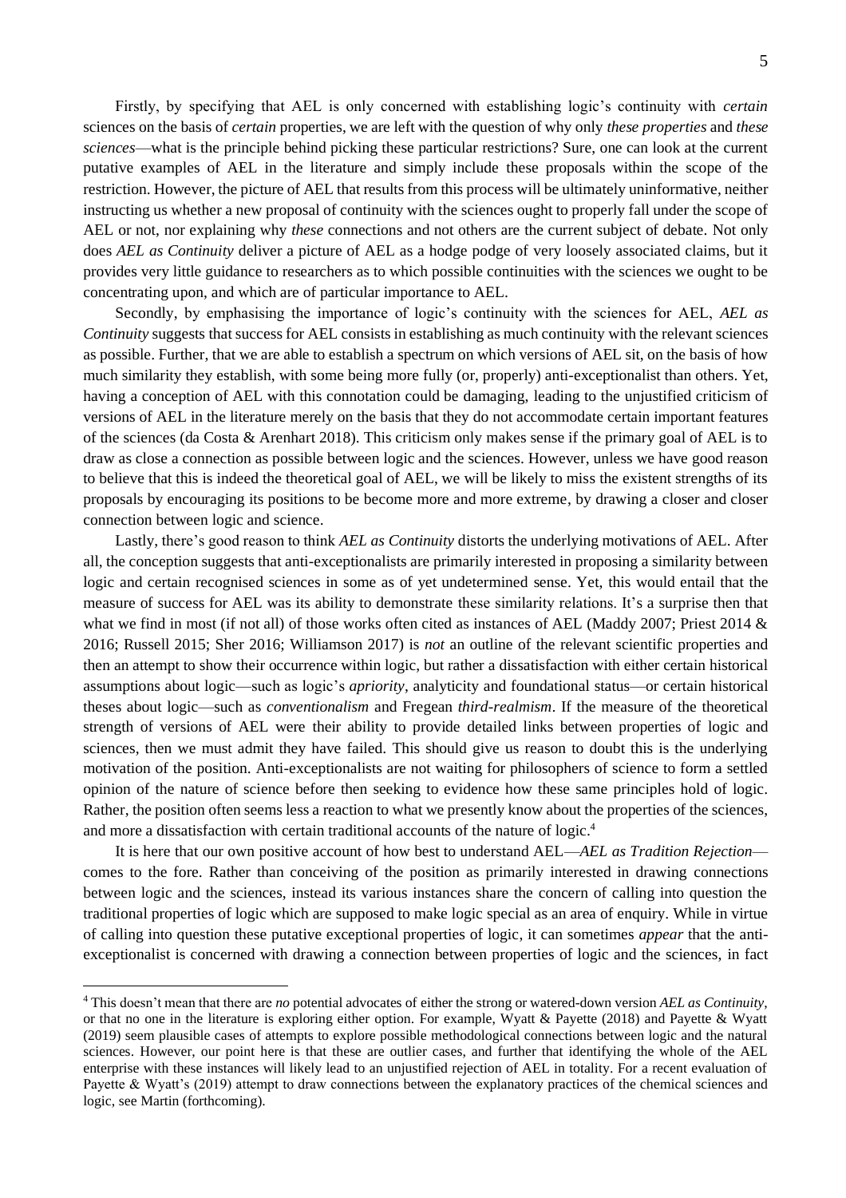Firstly, by specifying that AEL is only concerned with establishing logic's continuity with *certain* sciences on the basis of *certain* properties, we are left with the question of why only *these properties* and *these sciences*—what is the principle behind picking these particular restrictions? Sure, one can look at the current putative examples of AEL in the literature and simply include these proposals within the scope of the restriction. However, the picture of AEL that results from this process will be ultimately uninformative, neither instructing us whether a new proposal of continuity with the sciences ought to properly fall under the scope of AEL or not, nor explaining why *these* connections and not others are the current subject of debate. Not only does *AEL as Continuity* deliver a picture of AEL as a hodge podge of very loosely associated claims, but it provides very little guidance to researchers as to which possible continuities with the sciences we ought to be concentrating upon, and which are of particular importance to AEL.

Secondly, by emphasising the importance of logic's continuity with the sciences for AEL, *AEL as Continuity* suggests that success for AEL consists in establishing as much continuity with the relevant sciences as possible. Further, that we are able to establish a spectrum on which versions of AEL sit, on the basis of how much similarity they establish, with some being more fully (or, properly) anti-exceptionalist than others. Yet, having a conception of AEL with this connotation could be damaging, leading to the unjustified criticism of versions of AEL in the literature merely on the basis that they do not accommodate certain important features of the sciences (da Costa & Arenhart 2018). This criticism only makes sense if the primary goal of AEL is to draw as close a connection as possible between logic and the sciences. However, unless we have good reason to believe that this is indeed the theoretical goal of AEL, we will be likely to miss the existent strengths of its proposals by encouraging its positions to be become more and more extreme, by drawing a closer and closer connection between logic and science.

Lastly, there's good reason to think *AEL as Continuity* distorts the underlying motivations of AEL. After all, the conception suggests that anti-exceptionalists are primarily interested in proposing a similarity between logic and certain recognised sciences in some as of yet undetermined sense. Yet, this would entail that the measure of success for AEL was its ability to demonstrate these similarity relations. It's a surprise then that what we find in most (if not all) of those works often cited as instances of AEL (Maddy 2007; Priest 2014 & 2016; Russell 2015; Sher 2016; Williamson 2017) is *not* an outline of the relevant scientific properties and then an attempt to show their occurrence within logic, but rather a dissatisfaction with either certain historical assumptions about logic—such as logic's *apriority*, analyticity and foundational status—or certain historical theses about logic—such as *conventionalism* and Fregean *third-realism*. If the measure of the theoretical strength of versions of AEL were their ability to provide detailed links between properties of logic and sciences, then we must admit they have failed. This should give us reason to doubt this is the underlying motivation of the position. Anti-exceptionalists are not waiting for philosophers of science to form a settled opinion of the nature of science before then seeking to evidence how these same principles hold of logic. Rather, the position often seems less a reaction to what we presently know about the properties of the sciences, and more a dissatisfaction with certain traditional accounts of the nature of logic.[4]

It is here that our own positive account of how best to understand AEL—*AEL as Tradition Rejection*—comes to the fore. Rather than conceiving of the position as primarily interested in drawing connections between logic and the sciences, instead its various instances share the concern of calling into question the traditional properties of logic which are supposed to make logic special as an area of enquiry. While in virtue of calling into question these putative exceptional properties of logic, it can sometimes *appear* that the anti-exceptionalist is concerned with drawing a connection between properties of logic and the sciences, in fact

---

[4] This doesn't mean that there are *no* potential advocates of either the strong or watered-down version *AEL as Continuity*, or that no one in the literature is exploring either option. For example, Wyatt & Payette (2018) and Payette & Wyatt (2019) seem plausible cases of attempts to explore possible methodological connections between logic and the natural sciences. However, our point here is that these are outlier cases, and further that identifying the whole of the AEL enterprise with these instances will likely lead to an unjustified rejection of AEL in totality. For a recent evaluation of Payette & Wyatt's (2019) attempt to draw connections between the explanatory practices of the chemical sciences and logic, see Martin (forthcoming).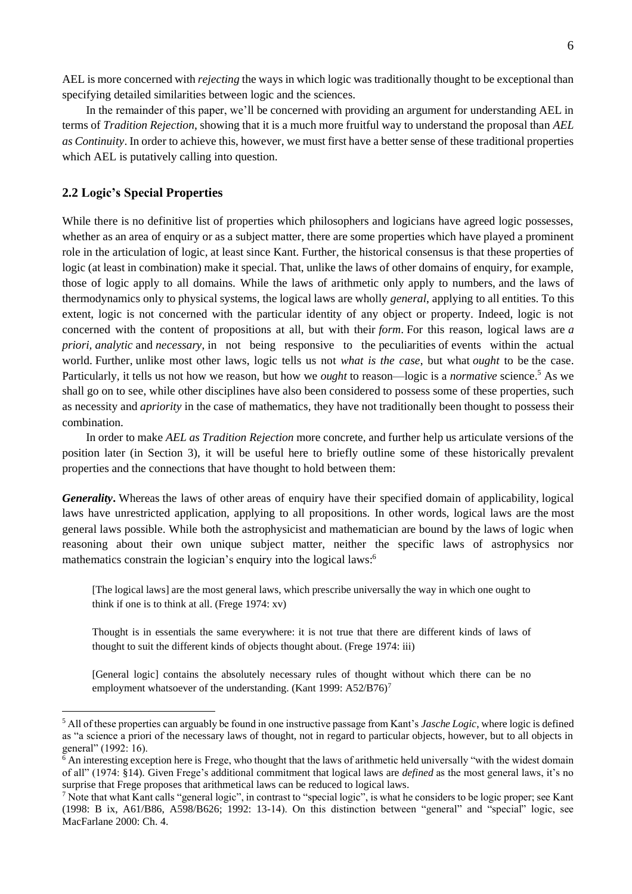AEL is more concerned with *rejecting* the ways in which logic was traditionally thought to be exceptional than specifying detailed similarities between logic and the sciences.

In the remainder of this paper, we'll be concerned with providing an argument for understanding AEL in terms of *Tradition Rejection*, showing that it is a much more fruitful way to understand the proposal than *AEL as Continuity*. In order to achieve this, however, we must first have a better sense of these traditional properties which AEL is putatively calling into question.

## 2.2 Logic's Special Properties

While there is no definitive list of properties which philosophers and logicians have agreed logic possesses, whether as an area of enquiry or as a subject matter, there are some properties which have played a prominent role in the articulation of logic, at least since Kant. Further, the historical consensus is that these properties of logic (at least in combination) make it special. That, unlike the laws of other domains of enquiry, for example, those of logic apply to all domains. While the laws of arithmetic only apply to numbers, and the laws of thermodynamics only to physical systems, the logical laws are wholly *general*, applying to all entities. To this extent, logic is not concerned with the particular identity of any object or property. Indeed, logic is not concerned with the content of propositions at all, but with their *form*. For this reason, logical laws are *a priori*, *analytic* and *necessary*, in not being responsive to the peculiarities of events within the actual world. Further, unlike most other laws, logic tells us not *what is the case*, but what *ought* to be the case. Particularly, it tells us not how we reason, but how we *ought* to reason—logic is a *normative* science.[5] As we shall go on to see, while other disciplines have also been considered to possess some of these properties, such as necessity and *apriority* in the case of mathematics, they have not traditionally been thought to possess their combination.

In order to make *AEL as Tradition Rejection* more concrete, and further help us articulate versions of the position later (in Section 3), it will be useful here to briefly outline some of these historically prevalent properties and the connections that have thought to hold between them:

***Generality*.** Whereas the laws of other areas of enquiry have their specified domain of applicability, logical laws have unrestricted application, applying to all propositions. In other words, logical laws are the most general laws possible. While both the astrophysicist and mathematician are bound by the laws of logic when reasoning about their own unique subject matter, neither the specific laws of astrophysics nor mathematics constrain the logician's enquiry into the logical laws:[6]

> [The logical laws] are the most general laws, which prescribe universally the way in which one ought to think if one is to think at all. (Frege 1974: xv)

> Thought is in essentials the same everywhere: it is not true that there are different kinds of laws of thought to suit the different kinds of objects thought about. (Frege 1974: iii)

> [General logic] contains the absolutely necessary rules of thought without which there can be no employment whatsoever of the understanding. (Kant 1999: A52/B76)[7]

---

[5] All of these properties can arguably be found in one instructive passage from Kant's *Jasche Logic*, where logic is defined as "a science a priori of the necessary laws of thought, not in regard to particular objects, however, but to all objects in general" (1992: 16).

[6] An interesting exception here is Frege, who thought that the laws of arithmetic held universally "with the widest domain of all" (1974: §14). Given Frege's additional commitment that logical laws are *defined* as the most general laws, it's no surprise that Frege proposes that arithmetical laws can be reduced to logical laws.

[7] Note that what Kant calls "general logic", in contrast to "special logic", is what he considers to be logic proper; see Kant (1998: B ix, A61/B86, A598/B626; 1992: 13-14). On this distinction between "general" and "special" logic, see MacFarlane 2000: Ch. 4.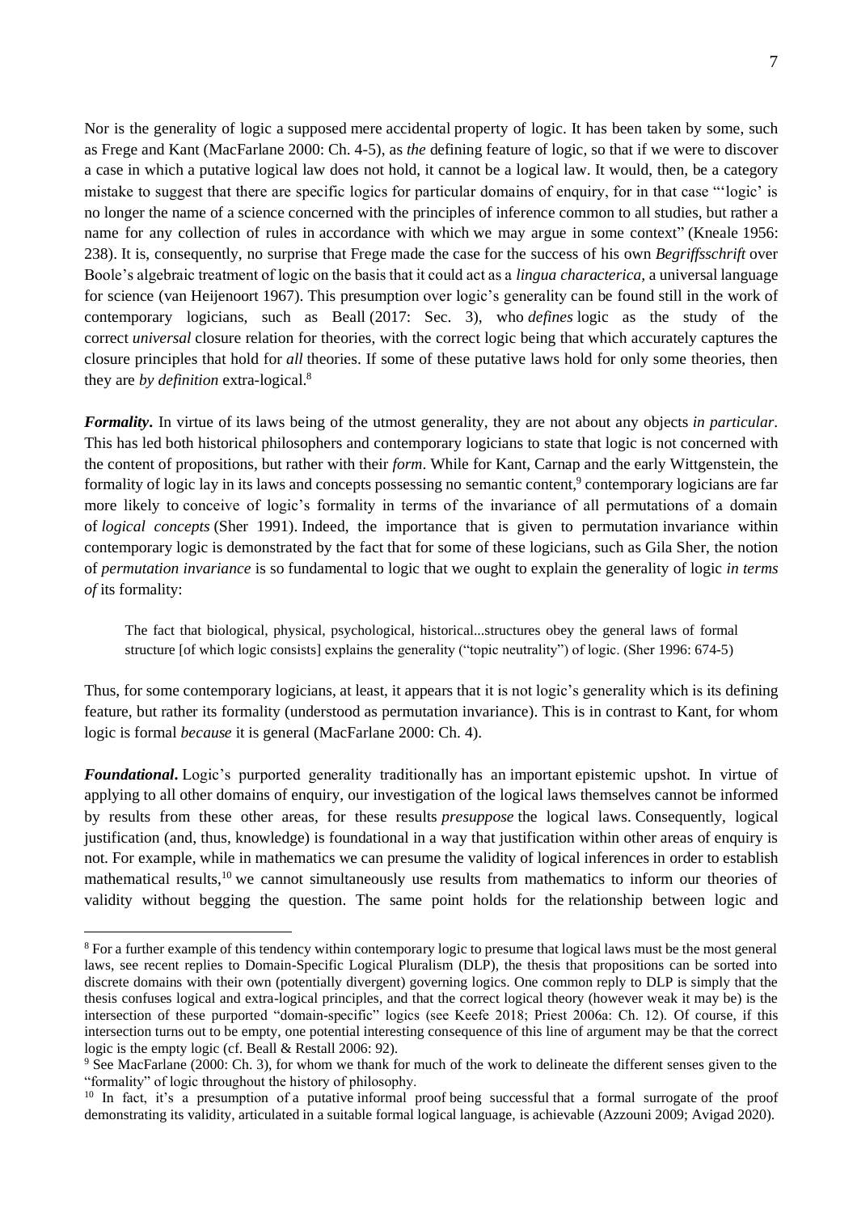Nor is the generality of logic a supposed mere accidental property of logic. It has been taken by some, such as Frege and Kant (MacFarlane 2000: Ch. 4-5), as *the* defining feature of logic, so that if we were to discover a case in which a putative logical law does not hold, it cannot be a logical law. It would, then, be a category mistake to suggest that there are specific logics for particular domains of enquiry, for in that case "'logic' is no longer the name of a science concerned with the principles of inference common to all studies, but rather a name for any collection of rules in accordance with which we may argue in some context" (Kneale 1956: 238). It is, consequently, no surprise that Frege made the case for the success of his own *Begriffsschrift* over Boole's algebraic treatment of logic on the basis that it could act as a *lingua characterica,* a universal language for science (van Heijenoort 1967). This presumption over logic's generality can be found still in the work of contemporary logicians, such as Beall (2017: Sec. 3), who *defines* logic as the study of the correct *universal* closure relation for theories, with the correct logic being that which accurately captures the closure principles that hold for *all* theories. If some of these putative laws hold for only some theories, then they are *by definition* extra-logical.[8]

***Formality***. In virtue of its laws being of the utmost generality, they are not about any objects *in particular*. This has led both historical philosophers and contemporary logicians to state that logic is not concerned with the content of propositions, but rather with their *form*. While for Kant, Carnap and the early Wittgenstein, the formality of logic lay in its laws and concepts possessing no semantic content,[9] contemporary logicians are far more likely to conceive of logic's formality in terms of the invariance of all permutations of a domain of *logical concepts* (Sher 1991). Indeed, the importance that is given to permutation invariance within contemporary logic is demonstrated by the fact that for some of these logicians, such as Gila Sher, the notion of *permutation invariance* is so fundamental to logic that we ought to explain the generality of logic *in terms of* its formality:

> The fact that biological, physical, psychological, historical...structures obey the general laws of formal structure [of which logic consists] explains the generality ("topic neutrality") of logic. (Sher 1996: 674-5)

Thus, for some contemporary logicians, at least, it appears that it is not logic's generality which is its defining feature, but rather its formality (understood as permutation invariance). This is in contrast to Kant, for whom logic is formal *because* it is general (MacFarlane 2000: Ch. 4).

***Foundational***. Logic's purported generality traditionally has an important epistemic upshot. In virtue of applying to all other domains of enquiry, our investigation of the logical laws themselves cannot be informed by results from these other areas, for these results *presuppose* the logical laws. Consequently, logical justification (and, thus, knowledge) is foundational in a way that justification within other areas of enquiry is not. For example, while in mathematics we can presume the validity of logical inferences in order to establish mathematical results,[10] we cannot simultaneously use results from mathematics to inform our theories of validity without begging the question. The same point holds for the relationship between logic and

---

[8] For a further example of this tendency within contemporary logic to presume that logical laws must be the most general laws, see recent replies to Domain-Specific Logical Pluralism (DLP), the thesis that propositions can be sorted into discrete domains with their own (potentially divergent) governing logics. One common reply to DLP is simply that the thesis confuses logical and extra-logical principles, and that the correct logical theory (however weak it may be) is the intersection of these purported "domain-specific" logics (see Keefe 2018; Priest 2006a: Ch. 12). Of course, if this intersection turns out to be empty, one potential interesting consequence of this line of argument may be that the correct logic is the empty logic (cf. Beall & Restall 2006: 92).

[9] See MacFarlane (2000: Ch. 3), for whom we thank for much of the work to delineate the different senses given to the "formality" of logic throughout the history of philosophy.

[10] In fact, it's a presumption of a putative informal proof being successful that a formal surrogate of the proof demonstrating its validity, articulated in a suitable formal logical language, is achievable (Azzouni 2009; Avigad 2020).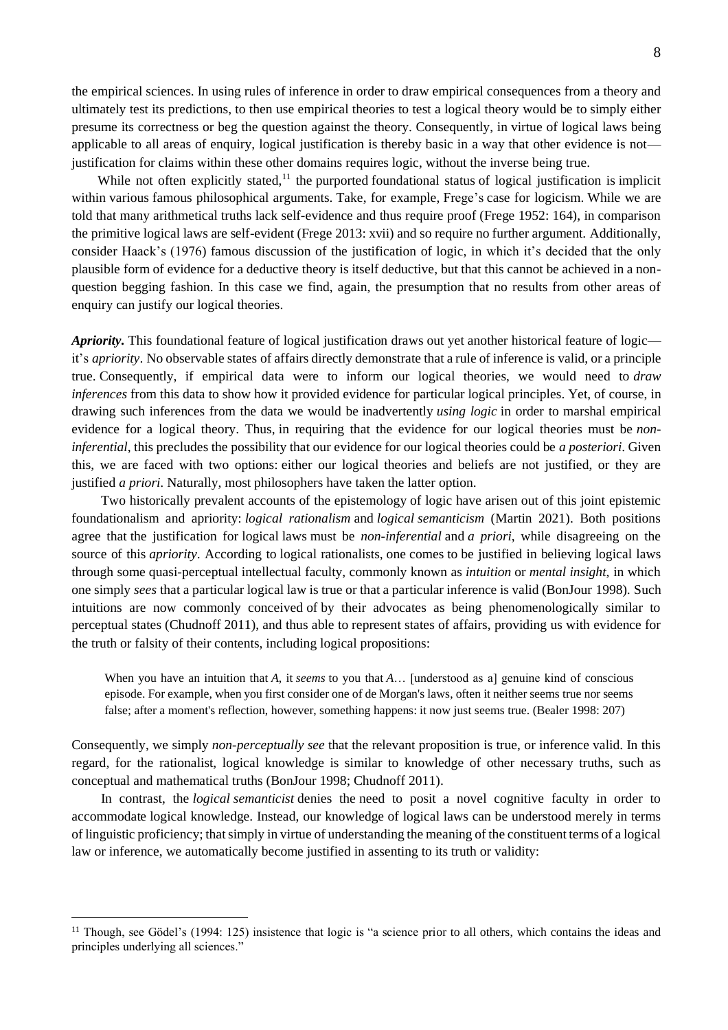the empirical sciences. In using rules of inference in order to draw empirical consequences from a theory and ultimately test its predictions, to then use empirical theories to test a logical theory would be to simply either presume its correctness or beg the question against the theory. Consequently, in virtue of logical laws being applicable to all areas of enquiry, logical justification is thereby basic in a way that other evidence is not—justification for claims within these other domains requires logic, without the inverse being true.

While not often explicitly stated,[11] the purported foundational status of logical justification is implicit within various famous philosophical arguments. Take, for example, Frege's case for logicism. While we are told that many arithmetical truths lack self-evidence and thus require proof (Frege 1952: 164), in comparison the primitive logical laws are self-evident (Frege 2013: xvii) and so require no further argument. Additionally, consider Haack's (1976) famous discussion of the justification of logic, in which it's decided that the only plausible form of evidence for a deductive theory is itself deductive, but that this cannot be achieved in a non-question begging fashion. In this case we find, again, the presumption that no results from other areas of enquiry can justify our logical theories.

***Apriority***. This foundational feature of logical justification draws out yet another historical feature of logic—it's *apriority*. No observable states of affairs directly demonstrate that a rule of inference is valid, or a principle true. Consequently, if empirical data were to inform our logical theories, we would need to *draw inferences* from this data to show how it provided evidence for particular logical principles. Yet, of course, in drawing such inferences from the data we would be inadvertently *using logic* in order to marshal empirical evidence for a logical theory. Thus, in requiring that the evidence for our logical theories must be *non-inferential*, this precludes the possibility that our evidence for our logical theories could be *a posteriori*. Given this, we are faced with two options: either our logical theories and beliefs are not justified, or they are justified *a priori*. Naturally, most philosophers have taken the latter option.

Two historically prevalent accounts of the epistemology of logic have arisen out of this joint epistemic foundationalism and apriority: *logical rationalism* and *logical semanticism* (Martin 2021). Both positions agree that the justification for logical laws must be *non-inferential* and *a priori*, while disagreeing on the source of this *apriority*. According to logical rationalists, one comes to be justified in believing logical laws through some quasi-perceptual intellectual faculty, commonly known as *intuition* or *mental insight*, in which one simply *sees* that a particular logical law is true or that a particular inference is valid (BonJour 1998). Such intuitions are now commonly conceived of by their advocates as being phenomenologically similar to perceptual states (Chudnoff 2011), and thus able to represent states of affairs, providing us with evidence for the truth or falsity of their contents, including logical propositions:

> When you have an intuition that *A*, it *seems* to you that *A*… [understood as a] genuine kind of conscious episode. For example, when you first consider one of de Morgan's laws, often it neither seems true nor seems false; after a moment's reflection, however, something happens: it now just seems true. (Bealer 1998: 207)

Consequently, we simply *non-perceptually see* that the relevant proposition is true, or inference valid. In this regard, for the rationalist, logical knowledge is similar to knowledge of other necessary truths, such as conceptual and mathematical truths (BonJour 1998; Chudnoff 2011).

In contrast, the *logical semanticist* denies the need to posit a novel cognitive faculty in order to accommodate logical knowledge. Instead, our knowledge of logical laws can be understood merely in terms of linguistic proficiency; that simply in virtue of understanding the meaning of the constituent terms of a logical law or inference, we automatically become justified in assenting to its truth or validity:

[11] Though, see Gödel's (1994: 125) insistence that logic is "a science prior to all others, which contains the ideas and principles underlying all sciences."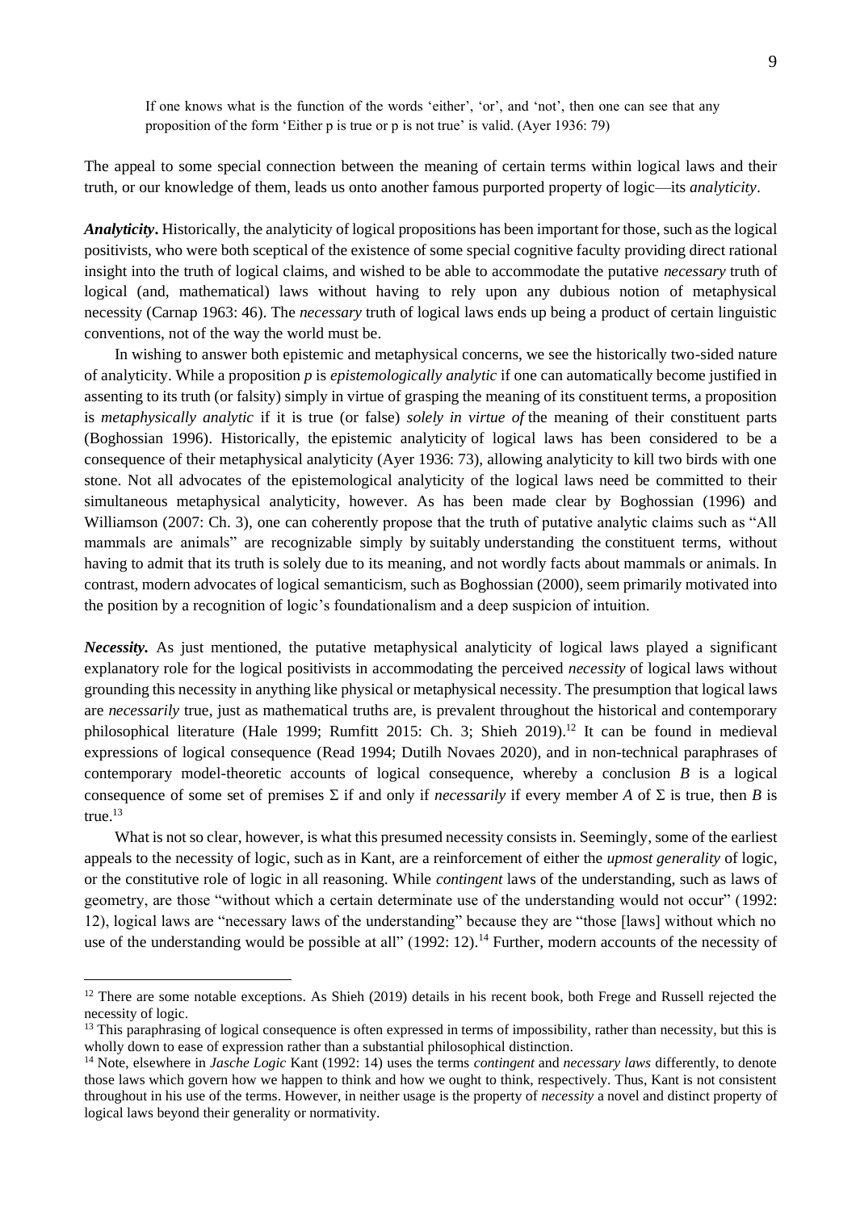> If one knows what is the function of the words 'either', 'or', and 'not', then one can see that any proposition of the form 'Either p is true or p is not true' is valid. (Ayer 1936: 79)

The appeal to some special connection between the meaning of certain terms within logical laws and their truth, or our knowledge of them, leads us onto another famous purported property of logic—its *analyticity*.

***Analyticity***. Historically, the analyticity of logical propositions has been important for those, such as the logical positivists, who were both sceptical of the existence of some special cognitive faculty providing direct rational insight into the truth of logical claims, and wished to be able to accommodate the putative *necessary* truth of logical (and, mathematical) laws without having to rely upon any dubious notion of metaphysical necessity (Carnap 1963: 46). The *necessary* truth of logical laws ends up being a product of certain linguistic conventions, not of the way the world must be.

In wishing to answer both epistemic and metaphysical concerns, we see the historically two-sided nature of analyticity. While a proposition *p* is *epistemologically analytic* if one can automatically become justified in assenting to its truth (or falsity) simply in virtue of grasping the meaning of its constituent terms, a proposition is *metaphysically analytic* if it is true (or false) *solely in virtue of* the meaning of their constituent parts (Boghossian 1996). Historically, the epistemic analyticity of logical laws has been considered to be a consequence of their metaphysical analyticity (Ayer 1936: 73), allowing analyticity to kill two birds with one stone. Not all advocates of the epistemological analyticity of the logical laws need be committed to their simultaneous metaphysical analyticity, however. As has been made clear by Boghossian (1996) and Williamson (2007: Ch. 3), one can coherently propose that the truth of putative analytic claims such as "All mammals are animals" are recognizable simply by suitably understanding the constituent terms, without having to admit that its truth is solely due to its meaning, and not wordly facts about mammals or animals. In contrast, modern advocates of logical semanticism, such as Boghossian (2000), seem primarily motivated into the position by a recognition of logic's foundationalism and a deep suspicion of intuition.

***Necessity.*** As just mentioned, the putative metaphysical analyticity of logical laws played a significant explanatory role for the logical positivists in accommodating the perceived *necessity* of logical laws without grounding this necessity in anything like physical or metaphysical necessity. The presumption that logical laws are *necessarily* true, just as mathematical truths are, is prevalent throughout the historical and contemporary philosophical literature (Hale 1999; Rumfitt 2015: Ch. 3; Shieh 2019).[12] It can be found in medieval expressions of logical consequence (Read 1994; Dutilh Novaes 2020), and in non-technical paraphrases of contemporary model-theoretic accounts of logical consequence, whereby a conclusion $B$ is a logical consequence of some set of premises $\Sigma$ if and only if *necessarily* if every member $A$ of $\Sigma$ is true, then $B$ is true.[13]

What is not so clear, however, is what this presumed necessity consists in. Seemingly, some of the earliest appeals to the necessity of logic, such as in Kant, are a reinforcement of either the *upmost generality* of logic, or the constitutive role of logic in all reasoning. While *contingent* laws of the understanding, such as laws of geometry, are those "without which a certain determinate use of the understanding would not occur" (1992: 12), logical laws are "necessary laws of the understanding" because they are "those [laws] without which no use of the understanding would be possible at all" (1992: 12).[14] Further, modern accounts of the necessity of

---

[12] There are some notable exceptions. As Shieh (2019) details in his recent book, both Frege and Russell rejected the necessity of logic.

[13] This paraphrasing of logical consequence is often expressed in terms of impossibility, rather than necessity, but this is wholly down to ease of expression rather than a substantial philosophical distinction.

[14] Note, elsewhere in *Jasche Logic* Kant (1992: 14) uses the terms *contingent* and *necessary laws* differently, to denote those laws which govern how we happen to think and how we ought to think, respectively. Thus, Kant is not consistent throughout in his use of the terms. However, in neither usage is the property of *necessity* a novel and distinct property of logical laws beyond their generality or normativity.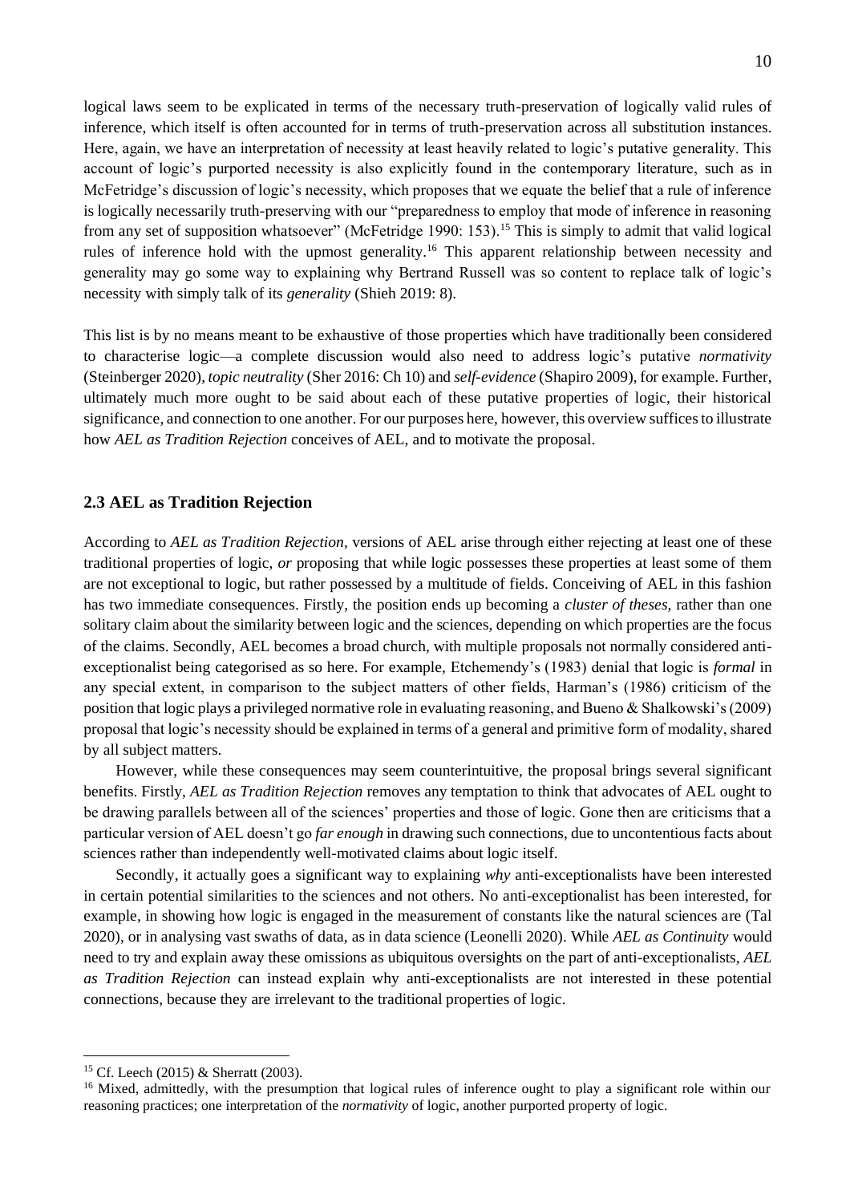logical laws seem to be explicated in terms of the necessary truth-preservation of logically valid rules of inference, which itself is often accounted for in terms of truth-preservation across all substitution instances. Here, again, we have an interpretation of necessity at least heavily related to logic's putative generality. This account of logic's purported necessity is also explicitly found in the contemporary literature, such as in McFetridge's discussion of logic's necessity, which proposes that we equate the belief that a rule of inference is logically necessarily truth-preserving with our "preparedness to employ that mode of inference in reasoning from any set of supposition whatsoever" (McFetridge 1990: 153).[15] This is simply to admit that valid logical rules of inference hold with the upmost generality.[16] This apparent relationship between necessity and generality may go some way to explaining why Bertrand Russell was so content to replace talk of logic's necessity with simply talk of its *generality* (Shieh 2019: 8).

This list is by no means meant to be exhaustive of those properties which have traditionally been considered to characterise logic—a complete discussion would also need to address logic's putative *normativity* (Steinberger 2020), *topic neutrality* (Sher 2016: Ch 10) and *self-evidence* (Shapiro 2009), for example. Further, ultimately much more ought to be said about each of these putative properties of logic, their historical significance, and connection to one another. For our purposes here, however, this overview suffices to illustrate how *AEL as Tradition Rejection* conceives of AEL, and to motivate the proposal.

## 2.3 AEL as Tradition Rejection

According to *AEL as Tradition Rejection*, versions of AEL arise through either rejecting at least one of these traditional properties of logic, *or* proposing that while logic possesses these properties at least some of them are not exceptional to logic, but rather possessed by a multitude of fields. Conceiving of AEL in this fashion has two immediate consequences. Firstly, the position ends up becoming a *cluster of theses*, rather than one solitary claim about the similarity between logic and the sciences, depending on which properties are the focus of the claims. Secondly, AEL becomes a broad church, with multiple proposals not normally considered anti-exceptionalist being categorised as so here. For example, Etchemendy's (1983) denial that logic is *formal* in any special extent, in comparison to the subject matters of other fields, Harman's (1986) criticism of the position that logic plays a privileged normative role in evaluating reasoning, and Bueno & Shalkowski's (2009) proposal that logic's necessity should be explained in terms of a general and primitive form of modality, shared by all subject matters.

However, while these consequences may seem counterintuitive, the proposal brings several significant benefits. Firstly, *AEL as Tradition Rejection* removes any temptation to think that advocates of AEL ought to be drawing parallels between all of the sciences' properties and those of logic. Gone then are criticisms that a particular version of AEL doesn't go *far enough* in drawing such connections, due to uncontentious facts about sciences rather than independently well-motivated claims about logic itself.

Secondly, it actually goes a significant way to explaining *why* anti-exceptionalists have been interested in certain potential similarities to the sciences and not others. No anti-exceptionalist has been interested, for example, in showing how logic is engaged in the measurement of constants like the natural sciences are (Tal 2020), or in analysing vast swaths of data, as in data science (Leonelli 2020). While *AEL as Continuity* would need to try and explain away these omissions as ubiquitous oversights on the part of anti-exceptionalists, *AEL as Tradition Rejection* can instead explain why anti-exceptionalists are not interested in these potential connections, because they are irrelevant to the traditional properties of logic.

---

[15] Cf. Leech (2015) & Sherratt (2003).

[16] Mixed, admittedly, with the presumption that logical rules of inference ought to play a significant role within our reasoning practices; one interpretation of the *normativity* of logic, another purported property of logic.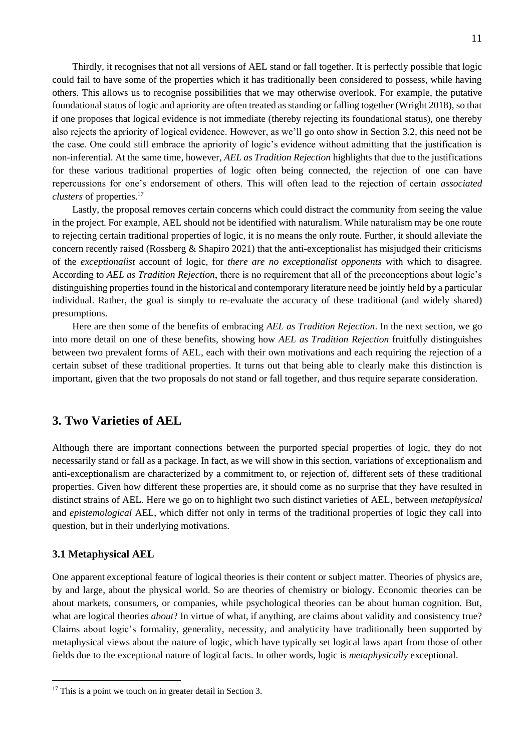Thirdly, it recognises that not all versions of AEL stand or fall together. It is perfectly possible that logic could fail to have some of the properties which it has traditionally been considered to possess, while having others. This allows us to recognise possibilities that we may otherwise overlook. For example, the putative foundational status of logic and apriority are often treated as standing or falling together (Wright 2018), so that if one proposes that logical evidence is not immediate (thereby rejecting its foundational status), one thereby also rejects the apriority of logical evidence. However, as we'll go onto show in Section 3.2, this need not be the case. One could still embrace the apriority of logic's evidence without admitting that the justification is non-inferential. At the same time, however, *AEL as Tradition Rejection* highlights that due to the justifications for these various traditional properties of logic often being connected, the rejection of one can have repercussions for one's endorsement of others. This will often lead to the rejection of certain *associated clusters* of properties.[17]

Lastly, the proposal removes certain concerns which could distract the community from seeing the value in the project. For example, AEL should not be identified with naturalism. While naturalism may be one route to rejecting certain traditional properties of logic, it is no means the only route. Further, it should alleviate the concern recently raised (Rossberg & Shapiro 2021) that the anti-exceptionalist has misjudged their criticisms of the *exceptionalist* account of logic, for *there are no exceptionalist opponents* with which to disagree. According to *AEL as Tradition Rejection*, there is no requirement that all of the preconceptions about logic's distinguishing properties found in the historical and contemporary literature need be jointly held by a particular individual. Rather, the goal is simply to re-evaluate the accuracy of these traditional (and widely shared) presumptions.

Here are then some of the benefits of embracing *AEL as Tradition Rejection*. In the next section, we go into more detail on one of these benefits, showing how *AEL as Tradition Rejection* fruitfully distinguishes between two prevalent forms of AEL, each with their own motivations and each requiring the rejection of a certain subset of these traditional properties. It turns out that being able to clearly make this distinction is important, given that the two proposals do not stand or fall together, and thus require separate consideration.

## 3. Two Varieties of AEL

Although there are important connections between the purported special properties of logic, they do not necessarily stand or fall as a package. In fact, as we will show in this section, variations of exceptionalism and anti-exceptionalism are characterized by a commitment to, or rejection of, different sets of these traditional properties. Given how different these properties are, it should come as no surprise that they have resulted in distinct strains of AEL. Here we go on to highlight two such distinct varieties of AEL, between *metaphysical* and *epistemological* AEL, which differ not only in terms of the traditional properties of logic they call into question, but in their underlying motivations.

### 3.1 Metaphysical AEL

One apparent exceptional feature of logical theories is their content or subject matter. Theories of physics are, by and large, about the physical world. So are theories of chemistry or biology. Economic theories can be about markets, consumers, or companies, while psychological theories can be about human cognition. But, what are logical theories *about*? In virtue of what, if anything, are claims about validity and consistency true? Claims about logic's formality, generality, necessity, and analyticity have traditionally been supported by metaphysical views about the nature of logic, which have typically set logical laws apart from those of other fields due to the exceptional nature of logical facts. In other words, logic is *metaphysically* exceptional.

[17] This is a point we touch on in greater detail in Section 3.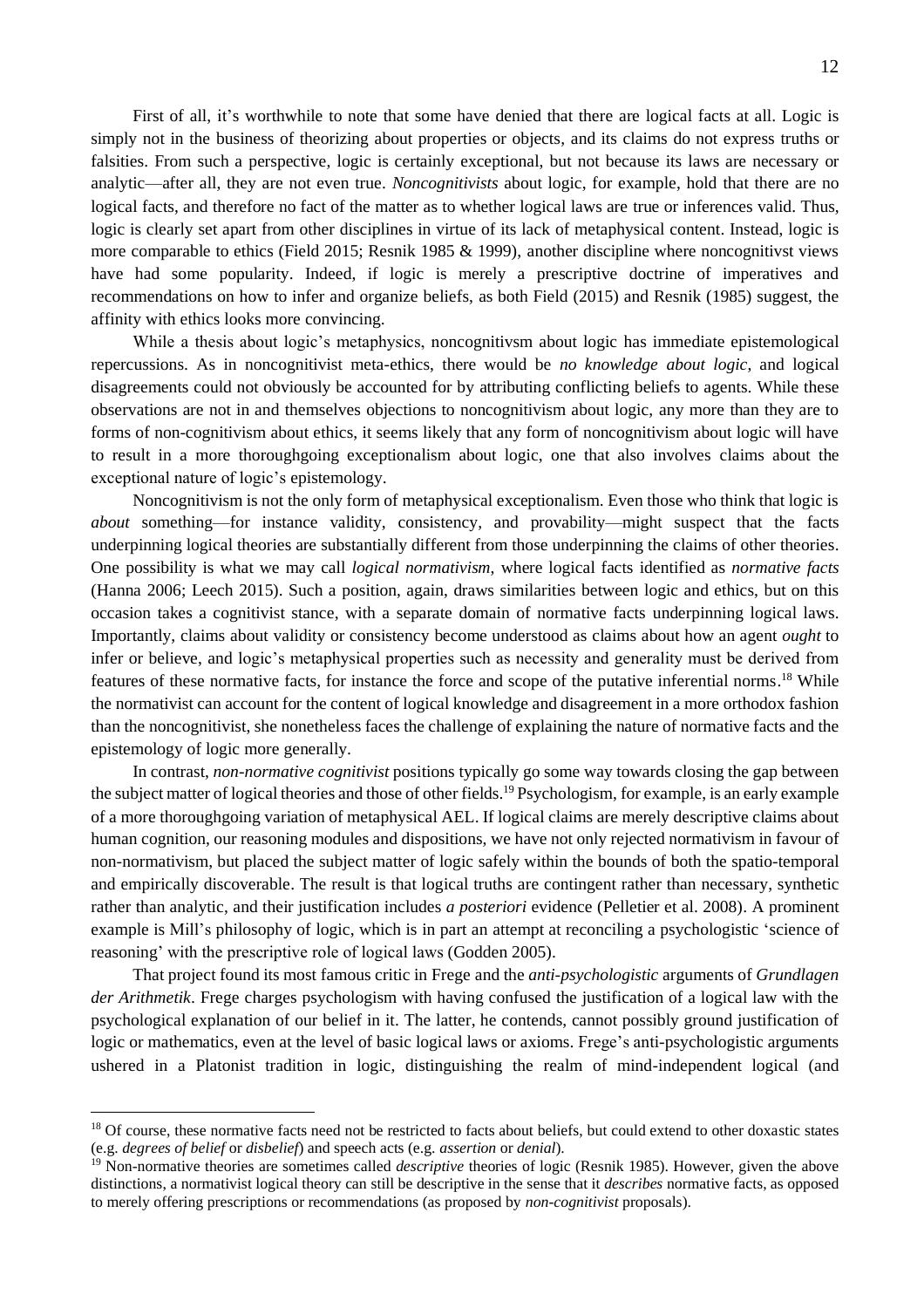First of all, it's worthwhile to note that some have denied that there are logical facts at all. Logic is simply not in the business of theorizing about properties or objects, and its claims do not express truths or falsities. From such a perspective, logic is certainly exceptional, but not because its laws are necessary or analytic—after all, they are not even true. *Noncognitivists* about logic, for example, hold that there are no logical facts, and therefore no fact of the matter as to whether logical laws are true or inferences valid. Thus, logic is clearly set apart from other disciplines in virtue of its lack of metaphysical content. Instead, logic is more comparable to ethics (Field 2015; Resnik 1985 & 1999), another discipline where noncognitivst views have had some popularity. Indeed, if logic is merely a prescriptive doctrine of imperatives and recommendations on how to infer and organize beliefs, as both Field (2015) and Resnik (1985) suggest, the affinity with ethics looks more convincing.

While a thesis about logic's metaphysics, noncognitivsm about logic has immediate epistemological repercussions. As in noncognitivist meta-ethics, there would be *no knowledge about logic*, and logical disagreements could not obviously be accounted for by attributing conflicting beliefs to agents. While these observations are not in and themselves objections to noncognitivism about logic, any more than they are to forms of non-cognitivism about ethics, it seems likely that any form of noncognitivism about logic will have to result in a more thoroughgoing exceptionalism about logic, one that also involves claims about the exceptional nature of logic's epistemology.

Noncognitivism is not the only form of metaphysical exceptionalism. Even those who think that logic is *about* something—for instance validity, consistency, and provability—might suspect that the facts underpinning logical theories are substantially different from those underpinning the claims of other theories. One possibility is what we may call *logical normativism*, where logical facts identified as *normative facts* (Hanna 2006; Leech 2015). Such a position, again, draws similarities between logic and ethics, but on this occasion takes a cognitivist stance, with a separate domain of normative facts underpinning logical laws. Importantly, claims about validity or consistency become understood as claims about how an agent *ought* to infer or believe, and logic's metaphysical properties such as necessity and generality must be derived from features of these normative facts, for instance the force and scope of the putative inferential norms.[18] While the normativist can account for the content of logical knowledge and disagreement in a more orthodox fashion than the noncognitivist, she nonetheless faces the challenge of explaining the nature of normative facts and the epistemology of logic more generally.

In contrast, *non-normative cognitivist* positions typically go some way towards closing the gap between the subject matter of logical theories and those of other fields.[19] Psychologism, for example, is an early example of a more thoroughgoing variation of metaphysical AEL. If logical claims are merely descriptive claims about human cognition, our reasoning modules and dispositions, we have not only rejected normativism in favour of non-normativism, but placed the subject matter of logic safely within the bounds of both the spatio-temporal and empirically discoverable. The result is that logical truths are contingent rather than necessary, synthetic rather than analytic, and their justification includes *a posteriori* evidence (Pelletier et al. 2008). A prominent example is Mill's philosophy of logic, which is in part an attempt at reconciling a psychologistic 'science of reasoning' with the prescriptive role of logical laws (Godden 2005).

That project found its most famous critic in Frege and the *anti-psychologistic* arguments of *Grundlagen der Arithmetik*. Frege charges psychologism with having confused the justification of a logical law with the psychological explanation of our belief in it. The latter, he contends, cannot possibly ground justification of logic or mathematics, even at the level of basic logical laws or axioms. Frege's anti-psychologistic arguments ushered in a Platonist tradition in logic, distinguishing the realm of mind-independent logical (and

---

[18] Of course, these normative facts need not be restricted to facts about beliefs, but could extend to other doxastic states (e.g. *degrees of belief* or *disbelief*) and speech acts (e.g. *assertion* or *denial*).

[19] Non-normative theories are sometimes called *descriptive* theories of logic (Resnik 1985). However, given the above distinctions, a normativist logical theory can still be descriptive in the sense that it *describes* normative facts, as opposed to merely offering prescriptions or recommendations (as proposed by *non-cognitivist* proposals).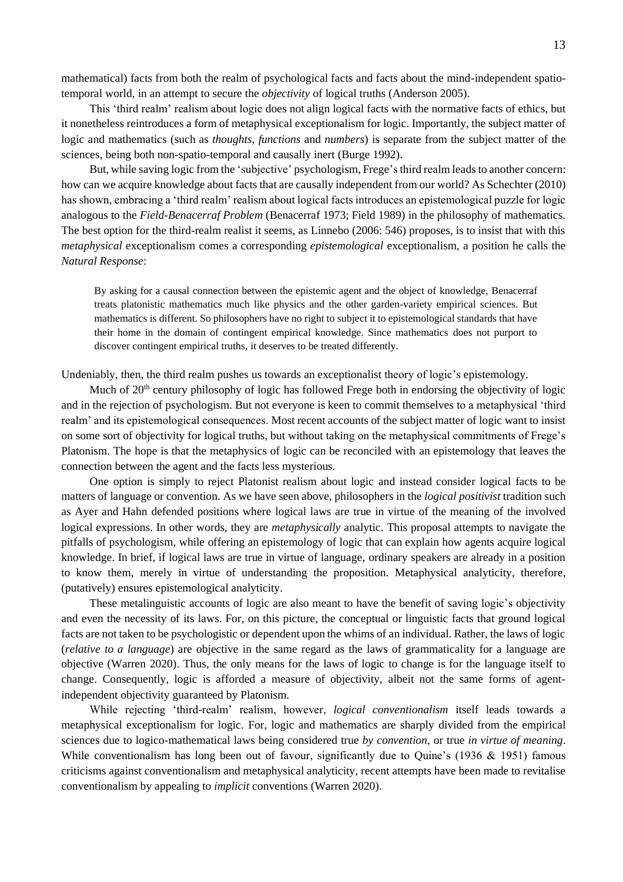mathematical) facts from both the realm of psychological facts and facts about the mind-independent spatio-temporal world, in an attempt to secure the *objectivity* of logical truths (Anderson 2005).

This 'third realm' realism about logic does not align logical facts with the normative facts of ethics, but it nonetheless reintroduces a form of metaphysical exceptionalism for logic. Importantly, the subject matter of logic and mathematics (such as *thoughts*, *functions* and *numbers*) is separate from the subject matter of the sciences, being both non-spatio-temporal and causally inert (Burge 1992).

But, while saving logic from the 'subjective' psychologism, Frege's third realm leads to another concern: how can we acquire knowledge about facts that are causally independent from our world? As Schechter (2010) has shown, embracing a 'third realm' realism about logical facts introduces an epistemological puzzle for logic analogous to the *Field-Benacerraf Problem* (Benacerraf 1973; Field 1989) in the philosophy of mathematics. The best option for the third-realm realist it seems, as Linnebo (2006: 546) proposes, is to insist that with this *metaphysical* exceptionalism comes a corresponding *epistemological* exceptionalism, a position he calls the *Natural Response*:

> By asking for a causal connection between the epistemic agent and the object of knowledge, Benacerraf treats platonistic mathematics much like physics and the other garden-variety empirical sciences. But mathematics is different. So philosophers have no right to subject it to epistemological standards that have their home in the domain of contingent empirical knowledge. Since mathematics does not purport to discover contingent empirical truths, it deserves to be treated differently.

Undeniably, then, the third realm pushes us towards an exceptionalist theory of logic's epistemology.

Much of 20th century philosophy of logic has followed Frege both in endorsing the objectivity of logic and in the rejection of psychologism. But not everyone is keen to commit themselves to a metaphysical 'third realm' and its epistemological consequences. Most recent accounts of the subject matter of logic want to insist on some sort of objectivity for logical truths, but without taking on the metaphysical commitments of Frege's Platonism. The hope is that the metaphysics of logic can be reconciled with an epistemology that leaves the connection between the agent and the facts less mysterious.

One option is simply to reject Platonist realism about logic and instead consider logical facts to be matters of language or convention. As we have seen above, philosophers in the *logical positivist* tradition such as Ayer and Hahn defended positions where logical laws are true in virtue of the meaning of the involved logical expressions. In other words, they are *metaphysically* analytic. This proposal attempts to navigate the pitfalls of psychologism, while offering an epistemology of logic that can explain how agents acquire logical knowledge. In brief, if logical laws are true in virtue of language, ordinary speakers are already in a position to know them, merely in virtue of understanding the proposition. Metaphysical analyticity, therefore, (putatively) ensures epistemological analyticity.

These metalinguistic accounts of logic are also meant to have the benefit of saving logic's objectivity and even the necessity of its laws. For, on this picture, the conceptual or linguistic facts that ground logical facts are not taken to be psychologistic or dependent upon the whims of an individual. Rather, the laws of logic (*relative to a language*) are objective in the same regard as the laws of grammaticality for a language are objective (Warren 2020). Thus, the only means for the laws of logic to change is for the language itself to change. Consequently, logic is afforded a measure of objectivity, albeit not the same forms of agent-independent objectivity guaranteed by Platonism.

While rejecting 'third-realm' realism, however, *logical conventionalism* itself leads towards a metaphysical exceptionalism for logic. For, logic and mathematics are sharply divided from the empirical sciences due to logico-mathematical laws being considered true *by convention*, or true *in virtue of meaning*. While conventionalism has long been out of favour, significantly due to Quine's (1936 & 1951) famous criticisms against conventionalism and metaphysical analyticity, recent attempts have been made to revitalise conventionalism by appealing to *implicit* conventions (Warren 2020).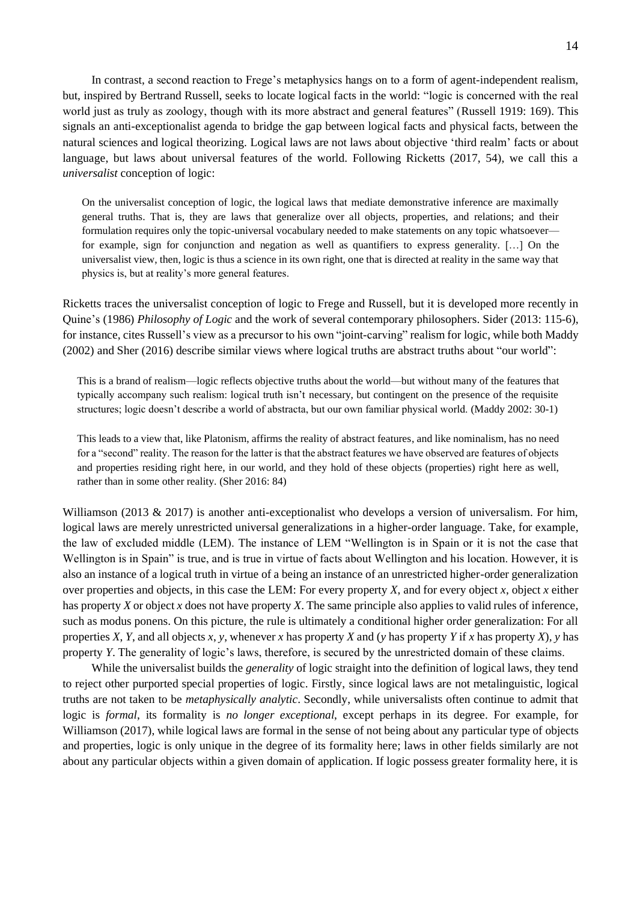In contrast, a second reaction to Frege's metaphysics hangs on to a form of agent-independent realism, but, inspired by Bertrand Russell, seeks to locate logical facts in the world: "logic is concerned with the real world just as truly as zoology, though with its more abstract and general features" (Russell 1919: 169). This signals an anti-exceptionalist agenda to bridge the gap between logical facts and physical facts, between the natural sciences and logical theorizing. Logical laws are not laws about objective 'third realm' facts or about language, but laws about universal features of the world. Following Ricketts (2017, 54), we call this a *universalist* conception of logic:

> On the universalist conception of logic, the logical laws that mediate demonstrative inference are maximally general truths. That is, they are laws that generalize over all objects, properties, and relations; and their formulation requires only the topic-universal vocabulary needed to make statements on any topic whatsoever—for example, sign for conjunction and negation as well as quantifiers to express generality. […] On the universalist view, then, logic is thus a science in its own right, one that is directed at reality in the same way that physics is, but at reality's more general features.

Ricketts traces the universalist conception of logic to Frege and Russell, but it is developed more recently in Quine's (1986) *Philosophy of Logic* and the work of several contemporary philosophers. Sider (2013: 115-6), for instance, cites Russell's view as a precursor to his own "joint-carving" realism for logic, while both Maddy (2002) and Sher (2016) describe similar views where logical truths are abstract truths about "our world":

> This is a brand of realism—logic reflects objective truths about the world—but without many of the features that typically accompany such realism: logical truth isn't necessary, but contingent on the presence of the requisite structures; logic doesn't describe a world of abstracta, but our own familiar physical world. (Maddy 2002: 30-1)

> This leads to a view that, like Platonism, affirms the reality of abstract features, and like nominalism, has no need for a "second" reality. The reason for the latter is that the abstract features we have observed are features of objects and properties residing right here, in our world, and they hold of these objects (properties) right here as well, rather than in some other reality. (Sher 2016: 84)

Williamson (2013 & 2017) is another anti-exceptionalist who develops a version of universalism. For him, logical laws are merely unrestricted universal generalizations in a higher-order language. Take, for example, the law of excluded middle (LEM). The instance of LEM "Wellington is in Spain or it is not the case that Wellington is in Spain" is true, and is true in virtue of facts about Wellington and his location. However, it is also an instance of a logical truth in virtue of a being an instance of an unrestricted higher-order generalization over properties and objects, in this case the LEM: For every property *X*, and for every object *x*, object *x* either has property *X* or object *x* does not have property *X*. The same principle also applies to valid rules of inference, such as modus ponens. On this picture, the rule is ultimately a conditional higher order generalization: For all properties *X*, *Y*, and all objects *x*, *y*, whenever *x* has property *X* and (*y* has property *Y* if *x* has property *X*), *y* has property *Y*. The generality of logic's laws, therefore, is secured by the unrestricted domain of these claims.

While the universalist builds the *generality* of logic straight into the definition of logical laws, they tend to reject other purported special properties of logic. Firstly, since logical laws are not metalinguistic, logical truths are not taken to be *metaphysically analytic*. Secondly, while universalists often continue to admit that logic is *formal*, its formality is *no longer exceptional*, except perhaps in its degree. For example, for Williamson (2017), while logical laws are formal in the sense of not being about any particular type of objects and properties, logic is only unique in the degree of its formality here; laws in other fields similarly are not about any particular objects within a given domain of application. If logic possess greater formality here, it is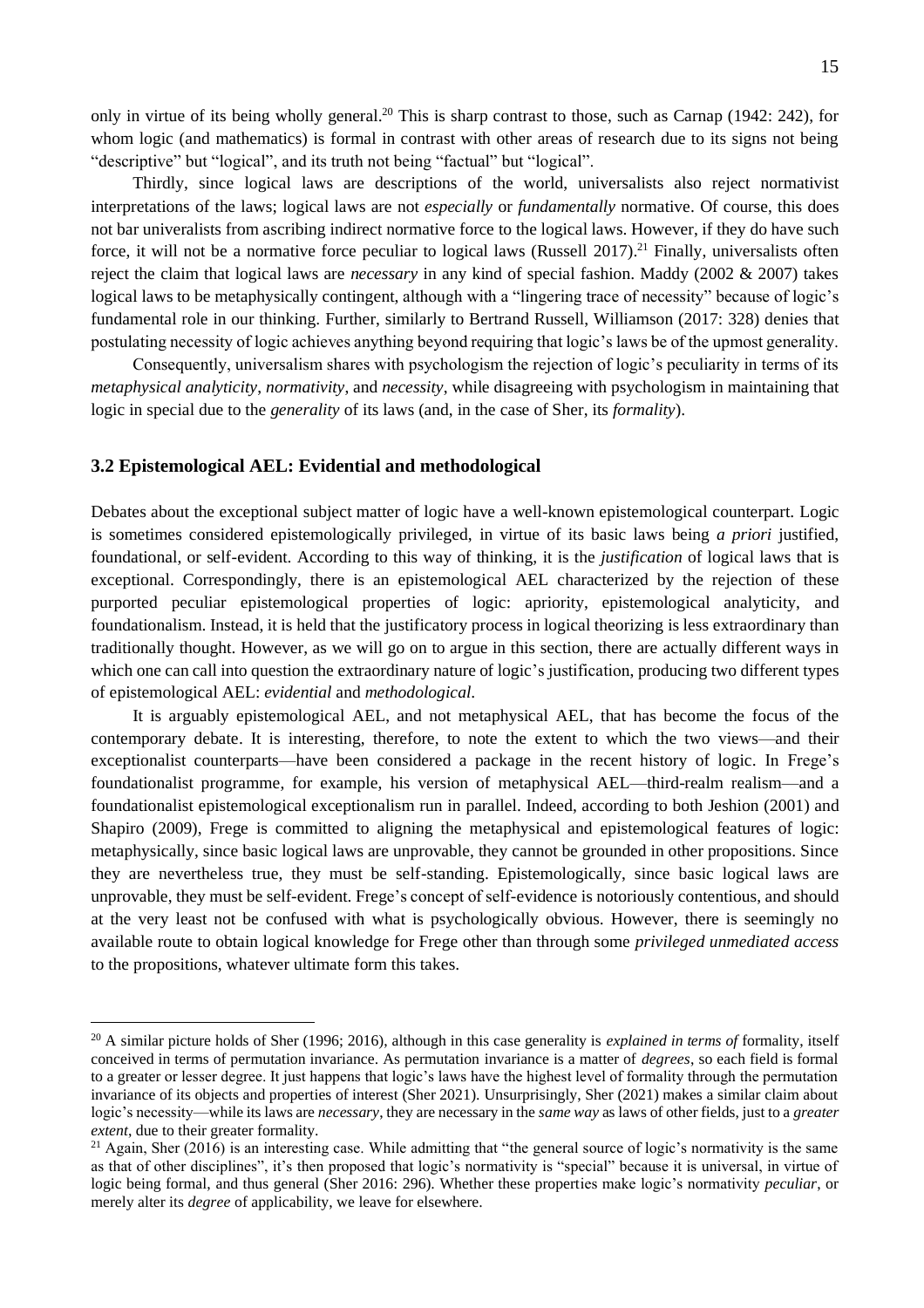only in virtue of its being wholly general.[20] This is sharp contrast to those, such as Carnap (1942: 242), for whom logic (and mathematics) is formal in contrast with other areas of research due to its signs not being "descriptive" but "logical", and its truth not being "factual" but "logical".

Thirdly, since logical laws are descriptions of the world, universalists also reject normativist interpretations of the laws; logical laws are not *especially* or *fundamentally* normative. Of course, this does not bar univeralists from ascribing indirect normative force to the logical laws. However, if they do have such force, it will not be a normative force peculiar to logical laws (Russell 2017).[21] Finally, universalists often reject the claim that logical laws are *necessary* in any kind of special fashion. Maddy (2002 & 2007) takes logical laws to be metaphysically contingent, although with a "lingering trace of necessity" because of logic's fundamental role in our thinking. Further, similarly to Bertrand Russell, Williamson (2017: 328) denies that postulating necessity of logic achieves anything beyond requiring that logic's laws be of the upmost generality.

Consequently, universalism shares with psychologism the rejection of logic's peculiarity in terms of its *metaphysical analyticity*, *normativity*, and *necessity*, while disagreeing with psychologism in maintaining that logic in special due to the *generality* of its laws (and, in the case of Sher, its *formality*).

### 3.2 Epistemological AEL: Evidential and methodological

Debates about the exceptional subject matter of logic have a well-known epistemological counterpart. Logic is sometimes considered epistemologically privileged, in virtue of its basic laws being *a priori* justified, foundational, or self-evident. According to this way of thinking, it is the *justification* of logical laws that is exceptional. Correspondingly, there is an epistemological AEL characterized by the rejection of these purported peculiar epistemological properties of logic: apriority, epistemological analyticity, and foundationalism. Instead, it is held that the justificatory process in logical theorizing is less extraordinary than traditionally thought. However, as we will go on to argue in this section, there are actually different ways in which one can call into question the extraordinary nature of logic's justification, producing two different types of epistemological AEL: *evidential* and *methodological*.

It is arguably epistemological AEL, and not metaphysical AEL, that has become the focus of the contemporary debate. It is interesting, therefore, to note the extent to which the two views—and their exceptionalist counterparts—have been considered a package in the recent history of logic. In Frege's foundationalist programme, for example, his version of metaphysical AEL—third-realm realism—and a foundationalist epistemological exceptionalism run in parallel. Indeed, according to both Jeshion (2001) and Shapiro (2009), Frege is committed to aligning the metaphysical and epistemological features of logic: metaphysically, since basic logical laws are unprovable, they cannot be grounded in other propositions. Since they are nevertheless true, they must be self-standing. Epistemologically, since basic logical laws are unprovable, they must be self-evident. Frege's concept of self-evidence is notoriously contentious, and should at the very least not be confused with what is psychologically obvious. However, there is seemingly no available route to obtain logical knowledge for Frege other than through some *privileged unmediated access* to the propositions, whatever ultimate form this takes.

---

[20] A similar picture holds of Sher (1996; 2016), although in this case generality is *explained in terms of* formality, itself conceived in terms of permutation invariance. As permutation invariance is a matter of *degrees*, so each field is formal to a greater or lesser degree. It just happens that logic's laws have the highest level of formality through the permutation invariance of its objects and properties of interest (Sher 2021). Unsurprisingly, Sher (2021) makes a similar claim about logic's necessity—while its laws are *necessary*, they are necessary in the *same way* as laws of other fields, just to a *greater extent*, due to their greater formality.

[21] Again, Sher (2016) is an interesting case. While admitting that "the general source of logic's normativity is the same as that of other disciplines", it's then proposed that logic's normativity is "special" because it is universal, in virtue of logic being formal, and thus general (Sher 2016: 296). Whether these properties make logic's normativity *peculiar*, or merely alter its *degree* of applicability, we leave for elsewhere.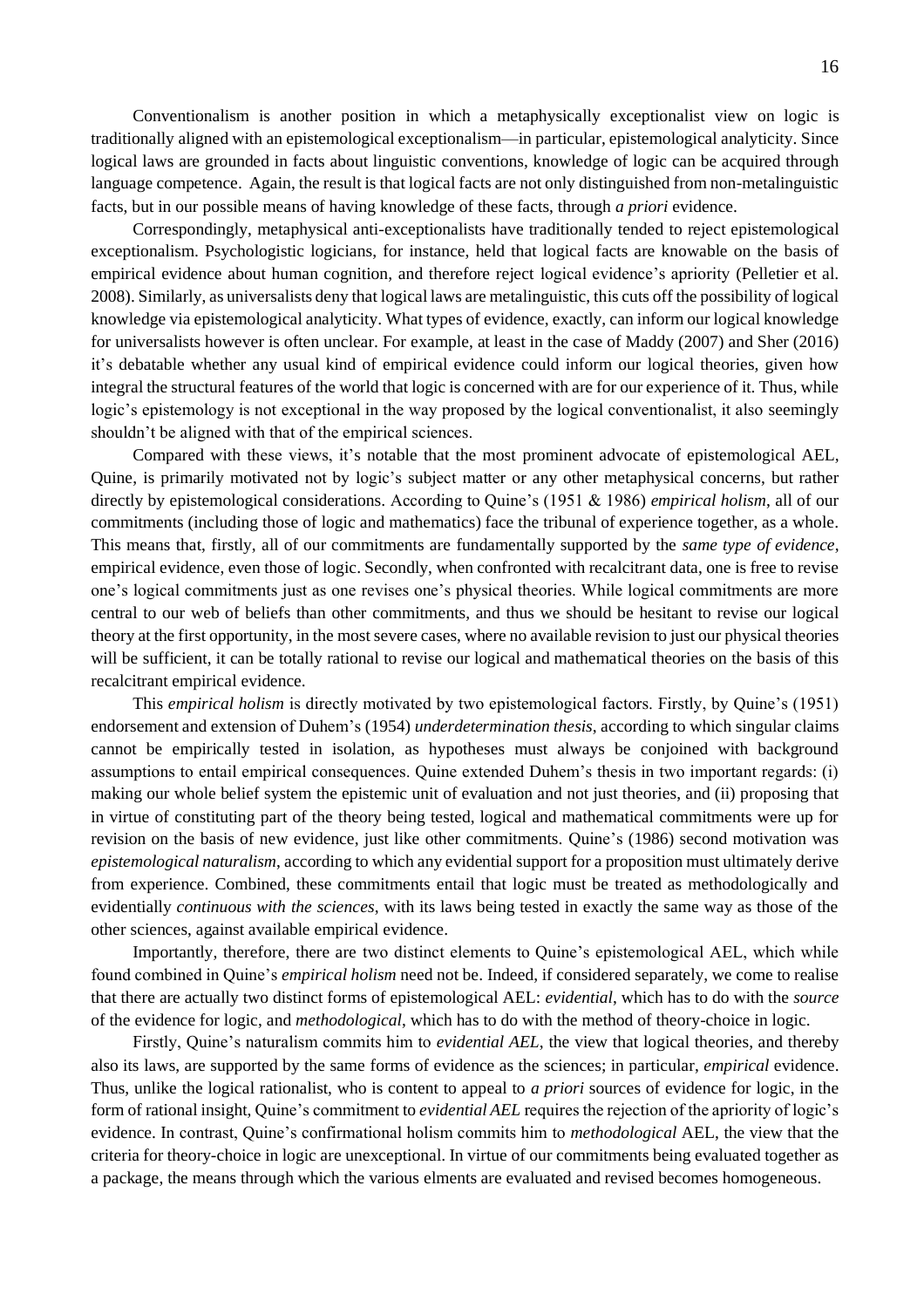Conventionalism is another position in which a metaphysically exceptionalist view on logic is traditionally aligned with an epistemological exceptionalism—in particular, epistemological analyticity. Since logical laws are grounded in facts about linguistic conventions, knowledge of logic can be acquired through language competence. Again, the result is that logical facts are not only distinguished from non-metalinguistic facts, but in our possible means of having knowledge of these facts, through *a priori* evidence.

Correspondingly, metaphysical anti-exceptionalists have traditionally tended to reject epistemological exceptionalism. Psychologistic logicians, for instance, held that logical facts are knowable on the basis of empirical evidence about human cognition, and therefore reject logical evidence's apriority (Pelletier et al. 2008). Similarly, as universalists deny that logical laws are metalinguistic, this cuts off the possibility of logical knowledge via epistemological analyticity. What types of evidence, exactly, can inform our logical knowledge for universalists however is often unclear. For example, at least in the case of Maddy (2007) and Sher (2016) it's debatable whether any usual kind of empirical evidence could inform our logical theories, given how integral the structural features of the world that logic is concerned with are for our experience of it. Thus, while logic's epistemology is not exceptional in the way proposed by the logical conventionalist, it also seemingly shouldn't be aligned with that of the empirical sciences.

Compared with these views, it's notable that the most prominent advocate of epistemological AEL, Quine, is primarily motivated not by logic's subject matter or any other metaphysical concerns, but rather directly by epistemological considerations. According to Quine's (1951 & 1986) *empirical holism*, all of our commitments (including those of logic and mathematics) face the tribunal of experience together, as a whole. This means that, firstly, all of our commitments are fundamentally supported by the *same type of evidence*, empirical evidence, even those of logic. Secondly, when confronted with recalcitrant data, one is free to revise one's logical commitments just as one revises one's physical theories. While logical commitments are more central to our web of beliefs than other commitments, and thus we should be hesitant to revise our logical theory at the first opportunity, in the most severe cases, where no available revision to just our physical theories will be sufficient, it can be totally rational to revise our logical and mathematical theories on the basis of this recalcitrant empirical evidence.

This *empirical holism* is directly motivated by two epistemological factors. Firstly, by Quine's (1951) endorsement and extension of Duhem's (1954) *underdetermination thesis*, according to which singular claims cannot be empirically tested in isolation, as hypotheses must always be conjoined with background assumptions to entail empirical consequences. Quine extended Duhem's thesis in two important regards: (i) making our whole belief system the epistemic unit of evaluation and not just theories, and (ii) proposing that in virtue of constituting part of the theory being tested, logical and mathematical commitments were up for revision on the basis of new evidence, just like other commitments. Quine's (1986) second motivation was *epistemological naturalism*, according to which any evidential support for a proposition must ultimately derive from experience. Combined, these commitments entail that logic must be treated as methodologically and evidentially *continuous with the sciences*, with its laws being tested in exactly the same way as those of the other sciences, against available empirical evidence.

Importantly, therefore, there are two distinct elements to Quine's epistemological AEL, which while found combined in Quine's *empirical holism* need not be. Indeed, if considered separately, we come to realise that there are actually two distinct forms of epistemological AEL: *evidential*, which has to do with the *source* of the evidence for logic, and *methodological*, which has to do with the method of theory-choice in logic.

Firstly, Quine's naturalism commits him to *evidential AEL*, the view that logical theories, and thereby also its laws, are supported by the same forms of evidence as the sciences; in particular, *empirical* evidence. Thus, unlike the logical rationalist, who is content to appeal to *a priori* sources of evidence for logic, in the form of rational insight, Quine's commitment to *evidential AEL* requires the rejection of the apriority of logic's evidence. In contrast, Quine's confirmational holism commits him to *methodological* AEL, the view that the criteria for theory-choice in logic are unexceptional. In virtue of our commitments being evaluated together as a package, the means through which the various elments are evaluated and revised becomes homogeneous.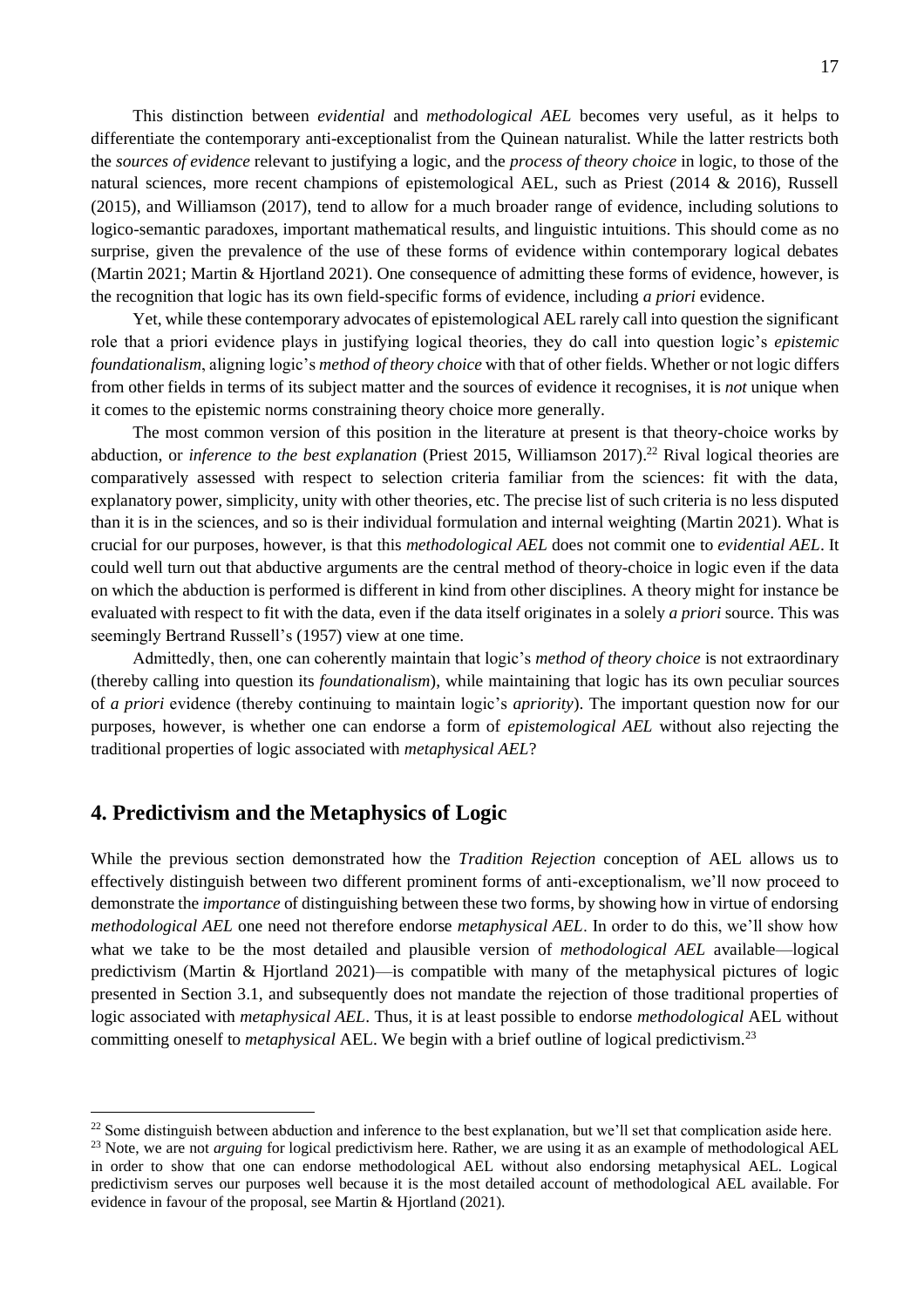This distinction between *evidential* and *methodological AEL* becomes very useful, as it helps to differentiate the contemporary anti-exceptionalist from the Quinean naturalist. While the latter restricts both the *sources of evidence* relevant to justifying a logic, and the *process of theory choice* in logic, to those of the natural sciences, more recent champions of epistemological AEL, such as Priest (2014 & 2016), Russell (2015), and Williamson (2017), tend to allow for a much broader range of evidence, including solutions to logico-semantic paradoxes, important mathematical results, and linguistic intuitions. This should come as no surprise, given the prevalence of the use of these forms of evidence within contemporary logical debates (Martin 2021; Martin & Hjortland 2021). One consequence of admitting these forms of evidence, however, is the recognition that logic has its own field-specific forms of evidence, including *a priori* evidence.

Yet, while these contemporary advocates of epistemological AEL rarely call into question the significant role that a priori evidence plays in justifying logical theories, they do call into question logic's *epistemic foundationalism*, aligning logic's *method of theory choice* with that of other fields. Whether or not logic differs from other fields in terms of its subject matter and the sources of evidence it recognises, it is *not* unique when it comes to the epistemic norms constraining theory choice more generally.

The most common version of this position in the literature at present is that theory-choice works by abduction, or *inference to the best explanation* (Priest 2015, Williamson 2017).[22] Rival logical theories are comparatively assessed with respect to selection criteria familiar from the sciences: fit with the data, explanatory power, simplicity, unity with other theories, etc. The precise list of such criteria is no less disputed than it is in the sciences, and so is their individual formulation and internal weighting (Martin 2021). What is crucial for our purposes, however, is that this *methodological AEL* does not commit one to *evidential AEL*. It could well turn out that abductive arguments are the central method of theory-choice in logic even if the data on which the abduction is performed is different in kind from other disciplines. A theory might for instance be evaluated with respect to fit with the data, even if the data itself originates in a solely *a priori* source. This was seemingly Bertrand Russell's (1957) view at one time.

Admittedly, then, one can coherently maintain that logic's *method of theory choice* is not extraordinary (thereby calling into question its *foundationalism*), while maintaining that logic has its own peculiar sources of *a priori* evidence (thereby continuing to maintain logic's *apriority*). The important question now for our purposes, however, is whether one can endorse a form of *epistemological AEL* without also rejecting the traditional properties of logic associated with *metaphysical AEL*?

## 4. Predictivism and the Metaphysics of Logic

While the previous section demonstrated how the *Tradition Rejection* conception of AEL allows us to effectively distinguish between two different prominent forms of anti-exceptionalism, we'll now proceed to demonstrate the *importance* of distinguishing between these two forms, by showing how in virtue of endorsing *methodological AEL* one need not therefore endorse *metaphysical AEL*. In order to do this, we'll show how what we take to be the most detailed and plausible version of *methodological AEL* available—logical predictivism (Martin & Hjortland 2021)—is compatible with many of the metaphysical pictures of logic presented in Section 3.1, and subsequently does not mandate the rejection of those traditional properties of logic associated with *metaphysical AEL*. Thus, it is at least possible to endorse *methodological* AEL without committing oneself to *metaphysical* AEL. We begin with a brief outline of logical predictivism.[23]

[22] Some distinguish between abduction and inference to the best explanation, but we'll set that complication aside here.

[23] Note, we are not *arguing* for logical predictivism here. Rather, we are using it as an example of methodological AEL in order to show that one can endorse methodological AEL without also endorsing metaphysical AEL. Logical predictivism serves our purposes well because it is the most detailed account of methodological AEL available. For evidence in favour of the proposal, see Martin & Hjortland (2021).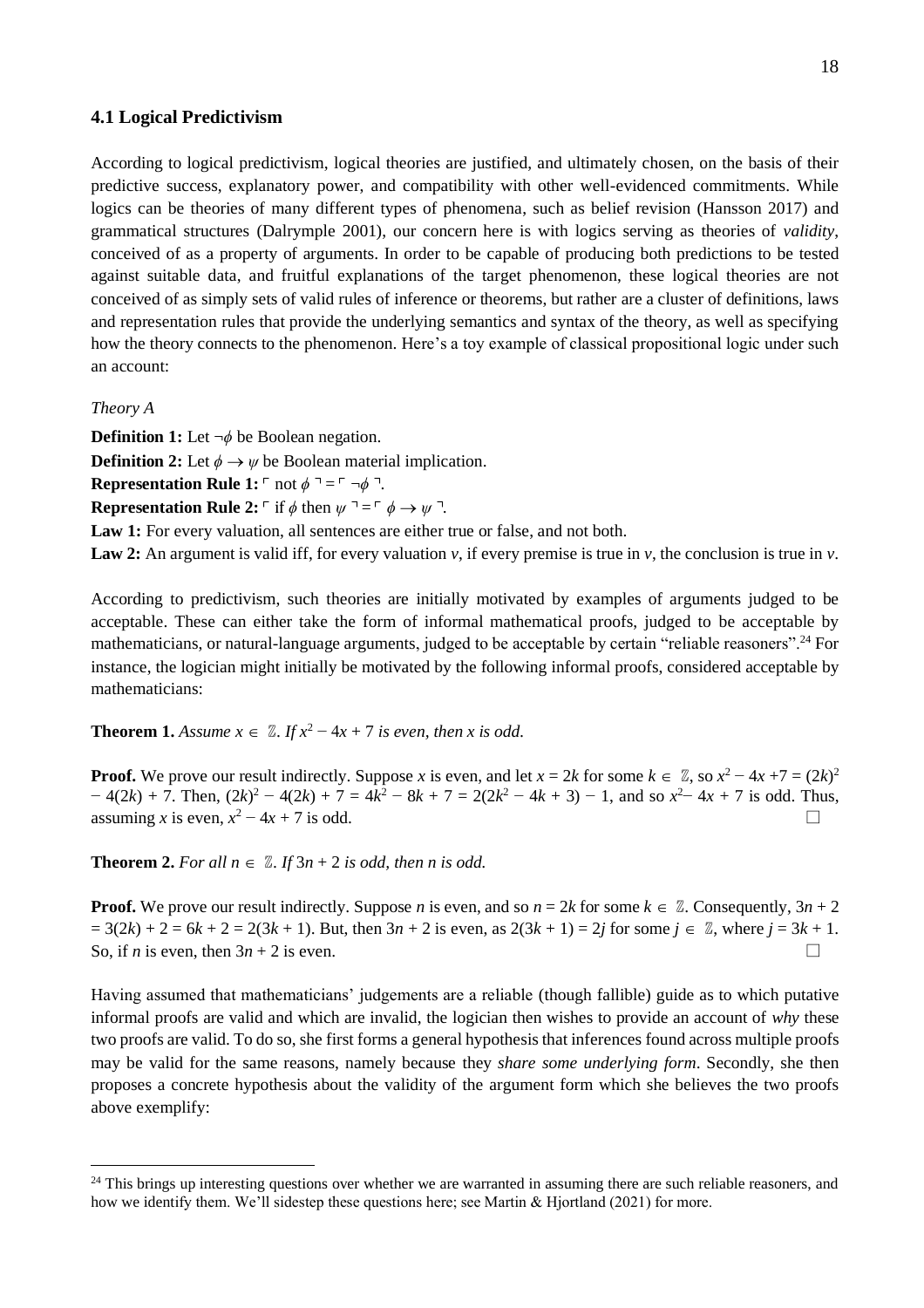### 4.1 Logical Predictivism

According to logical predictivism, logical theories are justified, and ultimately chosen, on the basis of their predictive success, explanatory power, and compatibility with other well-evidenced commitments. While logics can be theories of many different types of phenomena, such as belief revision (Hansson 2017) and grammatical structures (Dalrymple 2001), our concern here is with logics serving as theories of *validity*, conceived of as a property of arguments. In order to be capable of producing both predictions to be tested against suitable data, and fruitful explanations of the target phenomenon, these logical theories are not conceived of as simply sets of valid rules of inference or theorems, but rather are a cluster of definitions, laws and representation rules that provide the underlying semantics and syntax of the theory, as well as specifying how the theory connects to the phenomenon. Here's a toy example of classical propositional logic under such an account:

*Theory A*

**Definition 1:** Let $\neg\phi$ be Boolean negation.
**Definition 2:** Let $\phi \rightarrow \psi$ be Boolean material implication.
**Representation Rule 1:** $\ulcorner$ not $\phi \urcorner = \ulcorner \neg\phi \urcorner$.
**Representation Rule 2:** $\ulcorner$ if $\phi$ then $\psi \urcorner = \ulcorner \phi \rightarrow \psi \urcorner$.
**Law 1:** For every valuation, all sentences are either true or false, and not both.
**Law 2:** An argument is valid iff, for every valuation $v$, if every premise is true in $v$, the conclusion is true in $v$.

According to predictivism, such theories are initially motivated by examples of arguments judged to be acceptable. These can either take the form of informal mathematical proofs, judged to be acceptable by mathematicians, or natural-language arguments, judged to be acceptable by certain "reliable reasoners".[24] For instance, the logician might initially be motivated by the following informal proofs, considered acceptable by mathematicians:

**Theorem 1.** *Assume $x \in \mathbb{Z}$. If $x^2 - 4x + 7$ is even, then $x$ is odd.*

**Proof.** We prove our result indirectly. Suppose $x$ is even, and let $x = 2k$ for some $k \in \mathbb{Z}$, so $x^2 - 4x + 7 = (2k)^2 - 4(2k) + 7$. Then, $(2k)^2 - 4(2k) + 7 = 4k^2 - 8k + 7 = 2(2k^2 - 4k + 3) - 1$, and so $x^2 - 4x + 7$ is odd. Thus, assuming $x$ is even, $x^2 - 4x + 7$ is odd. □

**Theorem 2.** *For all $n \in \mathbb{Z}$. If $3n + 2$ is odd, then $n$ is odd.*

**Proof.** We prove our result indirectly. Suppose $n$ is even, and so $n = 2k$ for some $k \in \mathbb{Z}$. Consequently, $3n + 2 = 3(2k) + 2 = 6k + 2 = 2(3k + 1)$. But, then $3n + 2$ is even, as $2(3k + 1) = 2j$ for some $j \in \mathbb{Z}$, where $j = 3k + 1$. So, if $n$ is even, then $3n + 2$ is even. □

Having assumed that mathematicians' judgements are a reliable (though fallible) guide as to which putative informal proofs are valid and which are invalid, the logician then wishes to provide an account of *why* these two proofs are valid. To do so, she first forms a general hypothesis that inferences found across multiple proofs may be valid for the same reasons, namely because they *share some underlying form*. Secondly, she then proposes a concrete hypothesis about the validity of the argument form which she believes the two proofs above exemplify:

[24] This brings up interesting questions over whether we are warranted in assuming there are such reliable reasoners, and how we identify them. We'll sidestep these questions here; see Martin & Hjortland (2021) for more.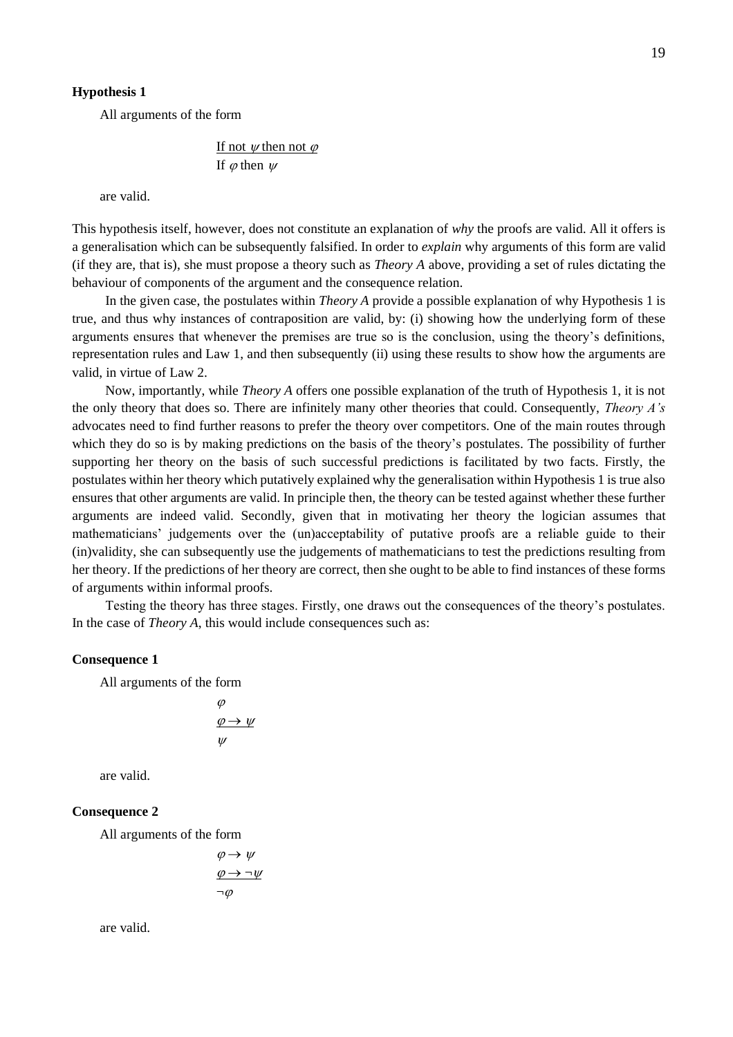**Hypothesis 1**

All arguments of the form

$$\frac{\text{If not } \psi \text{ then not } \varphi}{\text{If } \varphi \text{ then } \psi}$$

are valid.

This hypothesis itself, however, does not constitute an explanation of *why* the proofs are valid. All it offers is a generalisation which can be subsequently falsified. In order to *explain* why arguments of this form are valid (if they are, that is), she must propose a theory such as *Theory A* above, providing a set of rules dictating the behaviour of components of the argument and the consequence relation.

In the given case, the postulates within *Theory A* provide a possible explanation of why Hypothesis 1 is true, and thus why instances of contraposition are valid, by: (i) showing how the underlying form of these arguments ensures that whenever the premises are true so is the conclusion, using the theory's definitions, representation rules and Law 1, and then subsequently (ii) using these results to show how the arguments are valid, in virtue of Law 2.

Now, importantly, while *Theory A* offers one possible explanation of the truth of Hypothesis 1, it is not the only theory that does so. There are infinitely many other theories that could. Consequently, *Theory A's* advocates need to find further reasons to prefer the theory over competitors. One of the main routes through which they do so is by making predictions on the basis of the theory's postulates. The possibility of further supporting her theory on the basis of such successful predictions is facilitated by two facts. Firstly, the postulates within her theory which putatively explained why the generalisation within Hypothesis 1 is true also ensures that other arguments are valid. In principle then, the theory can be tested against whether these further arguments are indeed valid. Secondly, given that in motivating her theory the logician assumes that mathematicians' judgements over the (un)acceptability of putative proofs are a reliable guide to their (in)validity, she can subsequently use the judgements of mathematicians to test the predictions resulting from her theory. If the predictions of her theory are correct, then she ought to be able to find instances of these forms of arguments within informal proofs.

Testing the theory has three stages. Firstly, one draws out the consequences of the theory's postulates. In the case of *Theory A*, this would include consequences such as:

**Consequence 1**

All arguments of the form

$$\frac{\begin{array}{c}\varphi \\ \varphi \to \psi\end{array}}{\psi}$$

are valid.

**Consequence 2**

All arguments of the form

$$\frac{\begin{array}{c}\varphi \to \psi \\ \varphi \to \neg\psi\end{array}}{\neg\varphi}$$

are valid.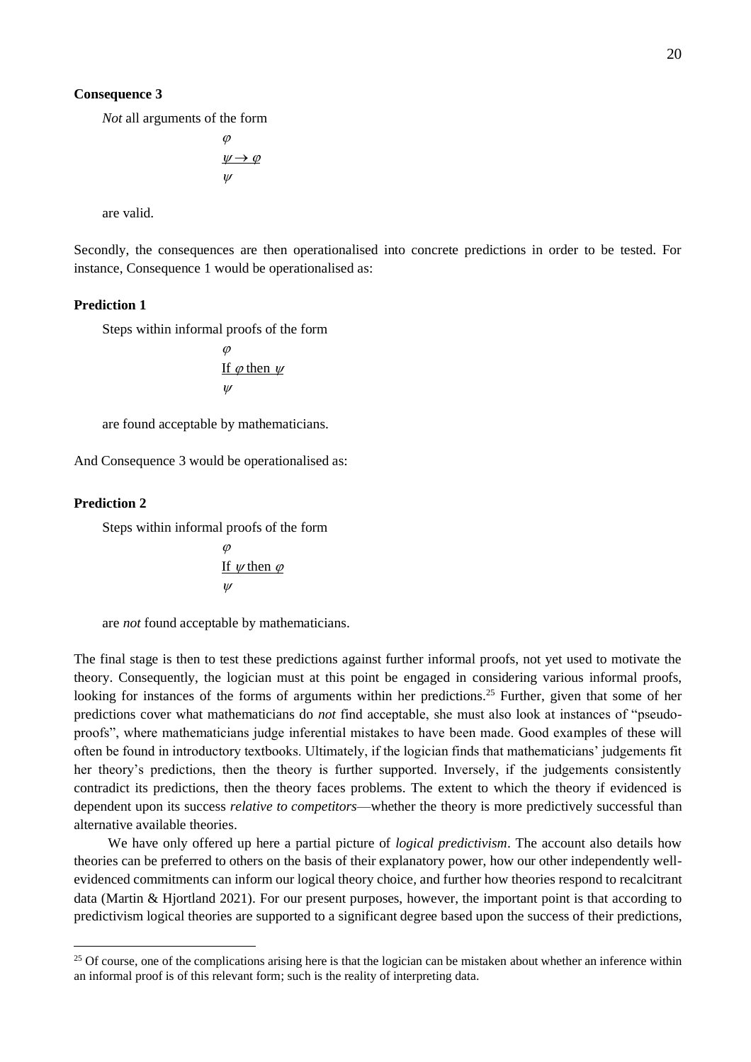**Consequence 3**

*Not* all arguments of the form

$$\begin{array}{l} \varphi \\ \underline{\psi \rightarrow \varphi} \\ \psi \end{array}$$

are valid.

Secondly, the consequences are then operationalised into concrete predictions in order to be tested. For instance, Consequence 1 would be operationalised as:

**Prediction 1**

Steps within informal proofs of the form

$$\begin{array}{l} \varphi \\ \underline{\text{If } \varphi \text{ then } \psi} \\ \psi \end{array}$$

are found acceptable by mathematicians.

And Consequence 3 would be operationalised as:

**Prediction 2**

Steps within informal proofs of the form

$$\begin{array}{l} \varphi \\ \underline{\text{If } \psi \text{ then } \varphi} \\ \psi \end{array}$$

are *not* found acceptable by mathematicians.

The final stage is then to test these predictions against further informal proofs, not yet used to motivate the theory. Consequently, the logician must at this point be engaged in considering various informal proofs, looking for instances of the forms of arguments within her predictions.[25] Further, given that some of her predictions cover what mathematicians do *not* find acceptable, she must also look at instances of "pseudo-proofs", where mathematicians judge inferential mistakes to have been made. Good examples of these will often be found in introductory textbooks. Ultimately, if the logician finds that mathematicians' judgements fit her theory's predictions, then the theory is further supported. Inversely, if the judgements consistently contradict its predictions, then the theory faces problems. The extent to which the theory if evidenced is dependent upon its success *relative to competitors*—whether the theory is more predictively successful than alternative available theories.

We have only offered up here a partial picture of *logical predictivism*. The account also details how theories can be preferred to others on the basis of their explanatory power, how our other independently well-evidenced commitments can inform our logical theory choice, and further how theories respond to recalcitrant data (Martin & Hjortland 2021). For our present purposes, however, the important point is that according to predictivism logical theories are supported to a significant degree based upon the success of their predictions,

[25] Of course, one of the complications arising here is that the logician can be mistaken about whether an inference within an informal proof is of this relevant form; such is the reality of interpreting data.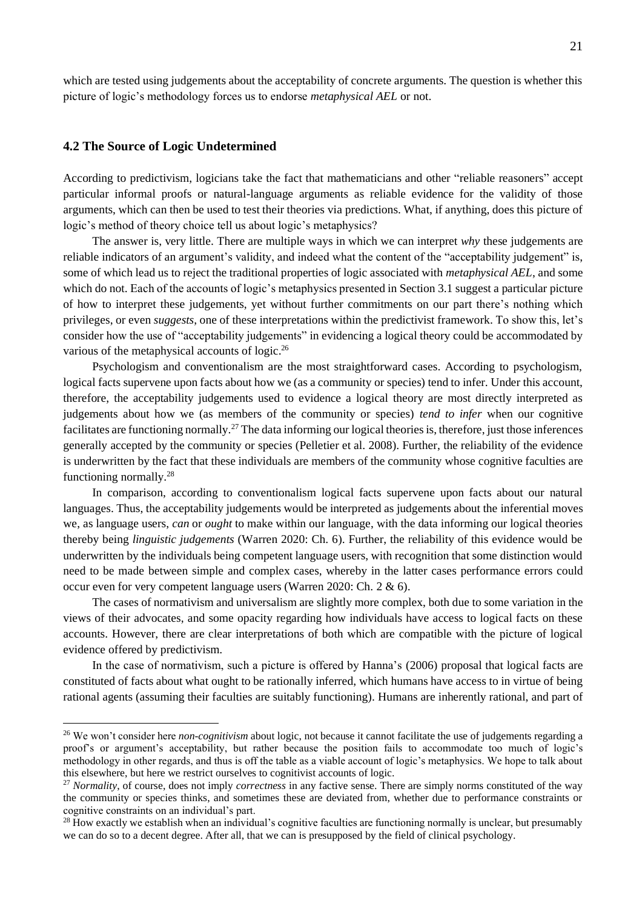which are tested using judgements about the acceptability of concrete arguments. The question is whether this picture of logic's methodology forces us to endorse *metaphysical AEL* or not.

### 4.2 The Source of Logic Undetermined

According to predictivism, logicians take the fact that mathematicians and other "reliable reasoners" accept particular informal proofs or natural-language arguments as reliable evidence for the validity of those arguments, which can then be used to test their theories via predictions. What, if anything, does this picture of logic's method of theory choice tell us about logic's metaphysics?

The answer is, very little. There are multiple ways in which we can interpret *why* these judgements are reliable indicators of an argument's validity, and indeed what the content of the "acceptability judgement" is, some of which lead us to reject the traditional properties of logic associated with *metaphysical AEL*, and some which do not. Each of the accounts of logic's metaphysics presented in Section 3.1 suggest a particular picture of how to interpret these judgements, yet without further commitments on our part there's nothing which privileges, or even *suggests*, one of these interpretations within the predictivist framework. To show this, let's consider how the use of "acceptability judgements" in evidencing a logical theory could be accommodated by various of the metaphysical accounts of logic.[26]

Psychologism and conventionalism are the most straightforward cases. According to psychologism, logical facts supervene upon facts about how we (as a community or species) tend to infer. Under this account, therefore, the acceptability judgements used to evidence a logical theory are most directly interpreted as judgements about how we (as members of the community or species) *tend to infer* when our cognitive facilitates are functioning normally.[27] The data informing our logical theories is, therefore, just those inferences generally accepted by the community or species (Pelletier et al. 2008). Further, the reliability of the evidence is underwritten by the fact that these individuals are members of the community whose cognitive faculties are functioning normally.[28]

In comparison, according to conventionalism logical facts supervene upon facts about our natural languages. Thus, the acceptability judgements would be interpreted as judgements about the inferential moves we, as language users, *can* or *ought* to make within our language, with the data informing our logical theories thereby being *linguistic judgements* (Warren 2020: Ch. 6). Further, the reliability of this evidence would be underwritten by the individuals being competent language users, with recognition that some distinction would need to be made between simple and complex cases, whereby in the latter cases performance errors could occur even for very competent language users (Warren 2020: Ch. 2 & 6).

The cases of normativism and universalism are slightly more complex, both due to some variation in the views of their advocates, and some opacity regarding how individuals have access to logical facts on these accounts. However, there are clear interpretations of both which are compatible with the picture of logical evidence offered by predictivism.

In the case of normativism, such a picture is offered by Hanna's (2006) proposal that logical facts are constituted of facts about what ought to be rationally inferred, which humans have access to in virtue of being rational agents (assuming their faculties are suitably functioning). Humans are inherently rational, and part of

---

[26] We won't consider here *non-cognitivism* about logic, not because it cannot facilitate the use of judgements regarding a proof's or argument's acceptability, but rather because the position fails to accommodate too much of logic's methodology in other regards, and thus is off the table as a viable account of logic's metaphysics. We hope to talk about this elsewhere, but here we restrict ourselves to cognitivist accounts of logic.

[27] *Normality*, of course, does not imply *correctness* in any factive sense. There are simply norms constituted of the way the community or species thinks, and sometimes these are deviated from, whether due to performance constraints or cognitive constraints on an individual's part.

[28] How exactly we establish when an individual's cognitive faculties are functioning normally is unclear, but presumably we can do so to a decent degree. After all, that we can is presupposed by the field of clinical psychology.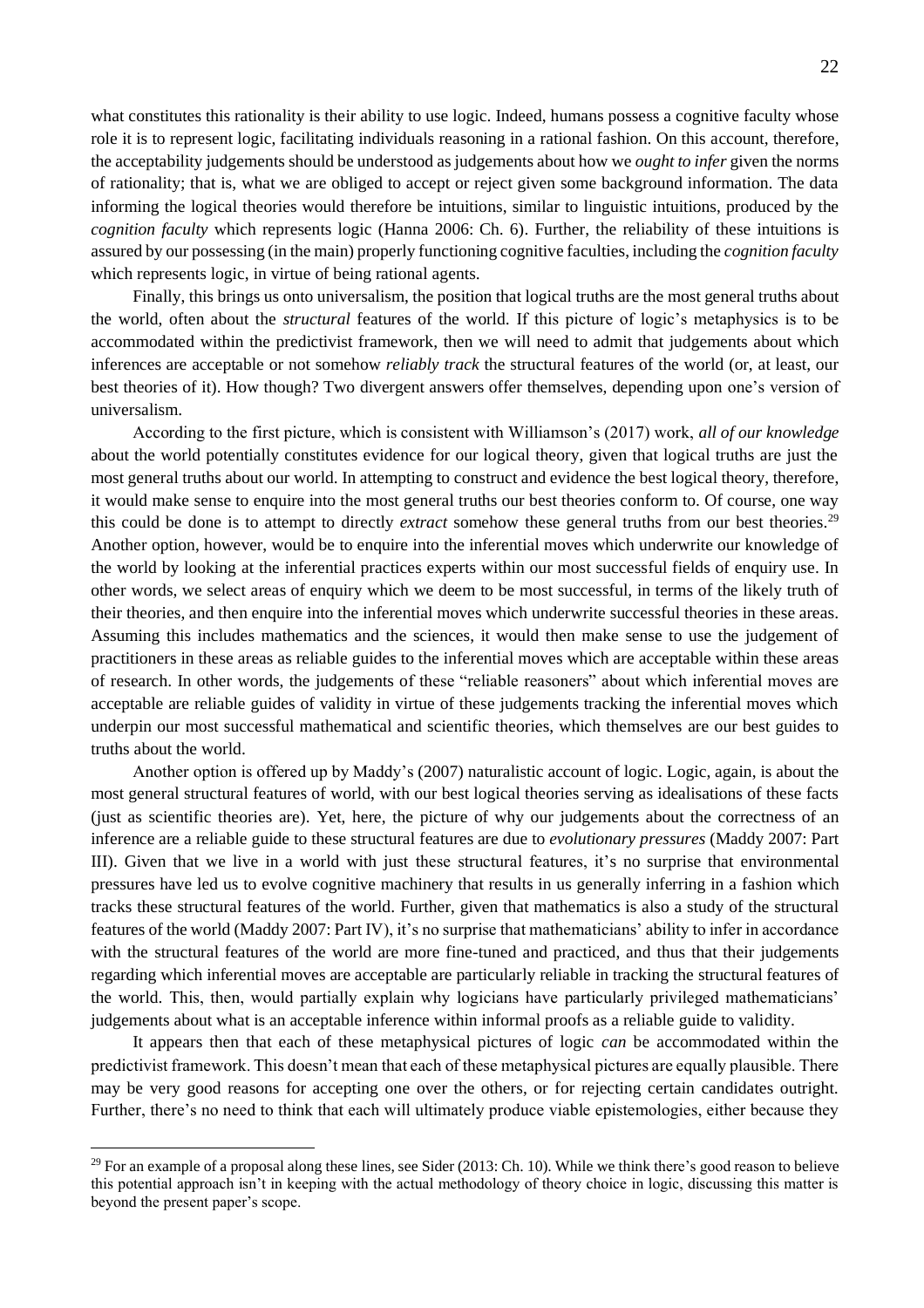what constitutes this rationality is their ability to use logic. Indeed, humans possess a cognitive faculty whose role it is to represent logic, facilitating individuals reasoning in a rational fashion. On this account, therefore, the acceptability judgements should be understood as judgements about how we *ought to infer* given the norms of rationality; that is, what we are obliged to accept or reject given some background information. The data informing the logical theories would therefore be intuitions, similar to linguistic intuitions, produced by the *cognition faculty* which represents logic (Hanna 2006: Ch. 6). Further, the reliability of these intuitions is assured by our possessing (in the main) properly functioning cognitive faculties, including the *cognition faculty* which represents logic, in virtue of being rational agents.

Finally, this brings us onto universalism, the position that logical truths are the most general truths about the world, often about the *structural* features of the world. If this picture of logic's metaphysics is to be accommodated within the predictivist framework, then we will need to admit that judgements about which inferences are acceptable or not somehow *reliably track* the structural features of the world (or, at least, our best theories of it). How though? Two divergent answers offer themselves, depending upon one's version of universalism.

According to the first picture, which is consistent with Williamson's (2017) work, *all of our knowledge* about the world potentially constitutes evidence for our logical theory, given that logical truths are just the most general truths about our world. In attempting to construct and evidence the best logical theory, therefore, it would make sense to enquire into the most general truths our best theories conform to. Of course, one way this could be done is to attempt to directly *extract* somehow these general truths from our best theories.[29] Another option, however, would be to enquire into the inferential moves which underwrite our knowledge of the world by looking at the inferential practices experts within our most successful fields of enquiry use. In other words, we select areas of enquiry which we deem to be most successful, in terms of the likely truth of their theories, and then enquire into the inferential moves which underwrite successful theories in these areas. Assuming this includes mathematics and the sciences, it would then make sense to use the judgement of practitioners in these areas as reliable guides to the inferential moves which are acceptable within these areas of research. In other words, the judgements of these "reliable reasoners" about which inferential moves are acceptable are reliable guides of validity in virtue of these judgements tracking the inferential moves which underpin our most successful mathematical and scientific theories, which themselves are our best guides to truths about the world.

Another option is offered up by Maddy's (2007) naturalistic account of logic. Logic, again, is about the most general structural features of world, with our best logical theories serving as idealisations of these facts (just as scientific theories are). Yet, here, the picture of why our judgements about the correctness of an inference are a reliable guide to these structural features are due to *evolutionary pressures* (Maddy 2007: Part III). Given that we live in a world with just these structural features, it's no surprise that environmental pressures have led us to evolve cognitive machinery that results in us generally inferring in a fashion which tracks these structural features of the world. Further, given that mathematics is also a study of the structural features of the world (Maddy 2007: Part IV), it's no surprise that mathematicians' ability to infer in accordance with the structural features of the world are more fine-tuned and practiced, and thus that their judgements regarding which inferential moves are acceptable are particularly reliable in tracking the structural features of the world. This, then, would partially explain why logicians have particularly privileged mathematicians' judgements about what is an acceptable inference within informal proofs as a reliable guide to validity.

It appears then that each of these metaphysical pictures of logic *can* be accommodated within the predictivist framework. This doesn't mean that each of these metaphysical pictures are equally plausible. There may be very good reasons for accepting one over the others, or for rejecting certain candidates outright. Further, there's no need to think that each will ultimately produce viable epistemologies, either because they

[29] For an example of a proposal along these lines, see Sider (2013: Ch. 10). While we think there's good reason to believe this potential approach isn't in keeping with the actual methodology of theory choice in logic, discussing this matter is beyond the present paper's scope.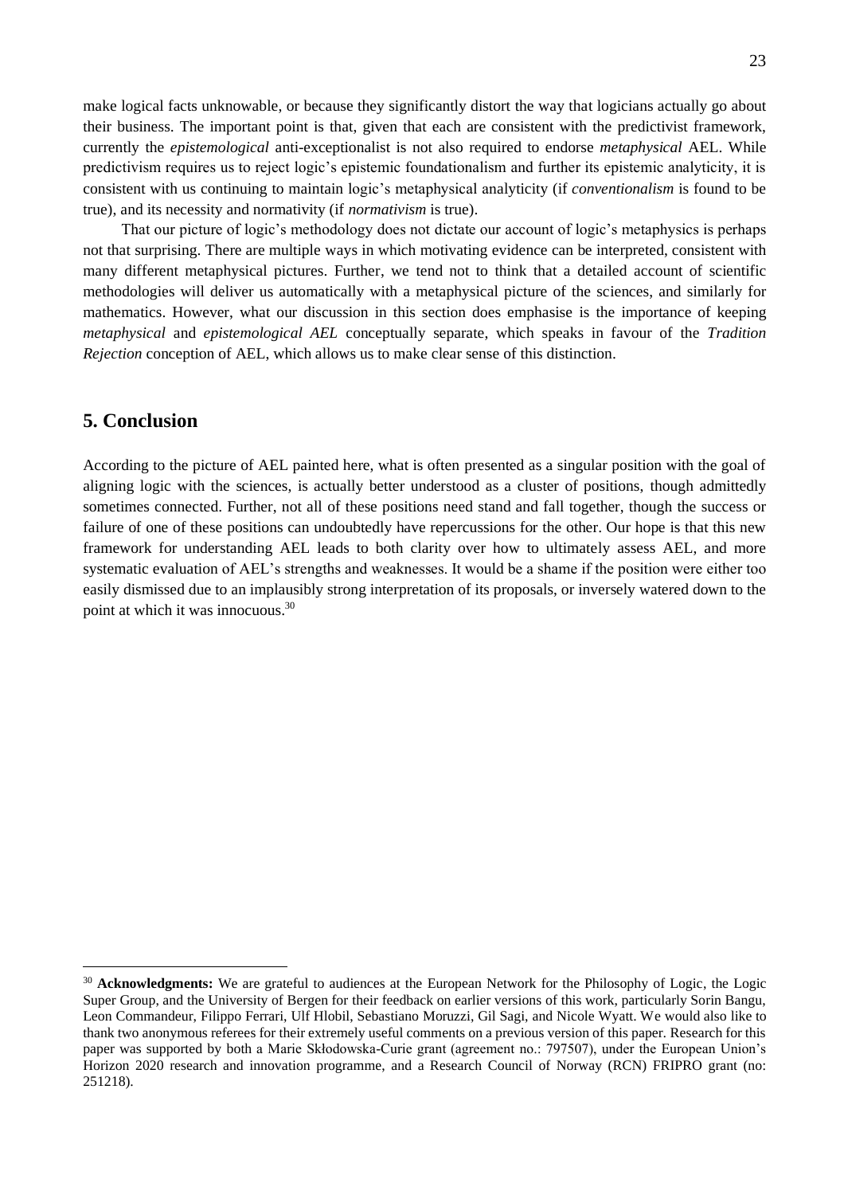make logical facts unknowable, or because they significantly distort the way that logicians actually go about their business. The important point is that, given that each are consistent with the predictivist framework, currently the *epistemological* anti-exceptionalist is not also required to endorse *metaphysical* AEL. While predictivism requires us to reject logic's epistemic foundationalism and further its epistemic analyticity, it is consistent with us continuing to maintain logic's metaphysical analyticity (if *conventionalism* is found to be true), and its necessity and normativity (if *normativism* is true).

That our picture of logic's methodology does not dictate our account of logic's metaphysics is perhaps not that surprising. There are multiple ways in which motivating evidence can be interpreted, consistent with many different metaphysical pictures. Further, we tend not to think that a detailed account of scientific methodologies will deliver us automatically with a metaphysical picture of the sciences, and similarly for mathematics. However, what our discussion in this section does emphasise is the importance of keeping *metaphysical* and *epistemological AEL* conceptually separate, which speaks in favour of the *Tradition Rejection* conception of AEL, which allows us to make clear sense of this distinction.

## 5. Conclusion

According to the picture of AEL painted here, what is often presented as a singular position with the goal of aligning logic with the sciences, is actually better understood as a cluster of positions, though admittedly sometimes connected. Further, not all of these positions need stand and fall together, though the success or failure of one of these positions can undoubtedly have repercussions for the other. Our hope is that this new framework for understanding AEL leads to both clarity over how to ultimately assess AEL, and more systematic evaluation of AEL's strengths and weaknesses. It would be a shame if the position were either too easily dismissed due to an implausibly strong interpretation of its proposals, or inversely watered down to the point at which it was innocuous.[30]

---

[30] **Acknowledgments:** We are grateful to audiences at the European Network for the Philosophy of Logic, the Logic Super Group, and the University of Bergen for their feedback on earlier versions of this work, particularly Sorin Bangu, Leon Commandeur, Filippo Ferrari, Ulf Hlobil, Sebastiano Moruzzi, Gil Sagi, and Nicole Wyatt. We would also like to thank two anonymous referees for their extremely useful comments on a previous version of this paper. Research for this paper was supported by both a Marie Skłodowska-Curie grant (agreement no.: 797507), under the European Union's Horizon 2020 research and innovation programme, and a Research Council of Norway (RCN) FRIPRO grant (no: 251218).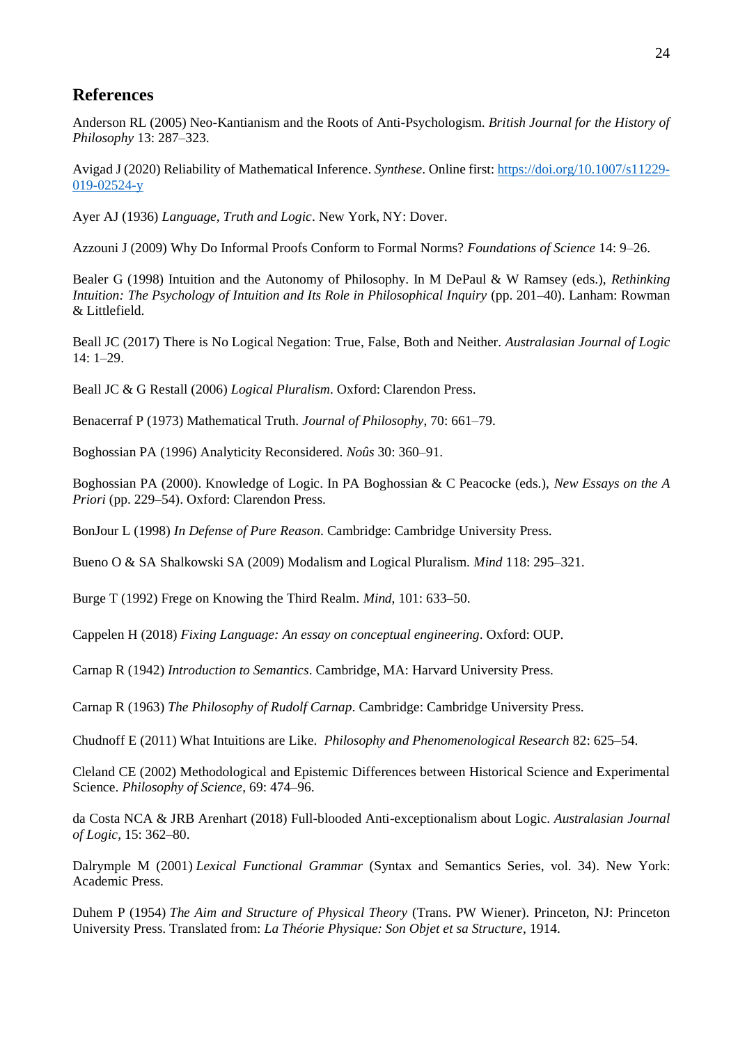## References

Anderson RL (2005) Neo-Kantianism and the Roots of Anti-Psychologism. *British Journal for the History of Philosophy* 13: 287–323.

Avigad J (2020) Reliability of Mathematical Inference. *Synthese*. Online first: https://doi.org/10.1007/s11229-019-02524-y

Ayer AJ (1936) *Language, Truth and Logic*. New York, NY: Dover.

Azzouni J (2009) Why Do Informal Proofs Conform to Formal Norms? *Foundations of Science* 14: 9–26.

Bealer G (1998) Intuition and the Autonomy of Philosophy. In M DePaul & W Ramsey (eds.), *Rethinking Intuition: The Psychology of Intuition and Its Role in Philosophical Inquiry* (pp. 201–40). Lanham: Rowman & Littlefield.

Beall JC (2017) There is No Logical Negation: True, False, Both and Neither. *Australasian Journal of Logic* 14: 1–29.

Beall JC & G Restall (2006) *Logical Pluralism*. Oxford: Clarendon Press.

Benacerraf P (1973) Mathematical Truth. *Journal of Philosophy*, 70: 661–79.

Boghossian PA (1996) Analyticity Reconsidered. *Noûs* 30: 360–91.

Boghossian PA (2000). Knowledge of Logic. In PA Boghossian & C Peacocke (eds.), *New Essays on the A Priori* (pp. 229–54). Oxford: Clarendon Press.

BonJour L (1998) *In Defense of Pure Reason*. Cambridge: Cambridge University Press.

Bueno O & SA Shalkowski SA (2009) Modalism and Logical Pluralism. *Mind* 118: 295–321.

Burge T (1992) Frege on Knowing the Third Realm. *Mind*, 101: 633–50.

Cappelen H (2018) *Fixing Language: An essay on conceptual engineering*. Oxford: OUP.

Carnap R (1942) *Introduction to Semantics*. Cambridge, MA: Harvard University Press.

Carnap R (1963) *The Philosophy of Rudolf Carnap*. Cambridge: Cambridge University Press.

Chudnoff E (2011) What Intuitions are Like. *Philosophy and Phenomenological Research* 82: 625–54.

Cleland CE (2002) Methodological and Epistemic Differences between Historical Science and Experimental Science. *Philosophy of Science*, 69: 474–96.

da Costa NCA & JRB Arenhart (2018) Full-blooded Anti-exceptionalism about Logic. *Australasian Journal of Logic*, 15: 362–80.

Dalrymple M (2001) *Lexical Functional Grammar* (Syntax and Semantics Series, vol. 34). New York: Academic Press.

Duhem P (1954) *The Aim and Structure of Physical Theory* (Trans. PW Wiener). Princeton, NJ: Princeton University Press. Translated from: *La Théorie Physique: Son Objet et sa Structure*, 1914.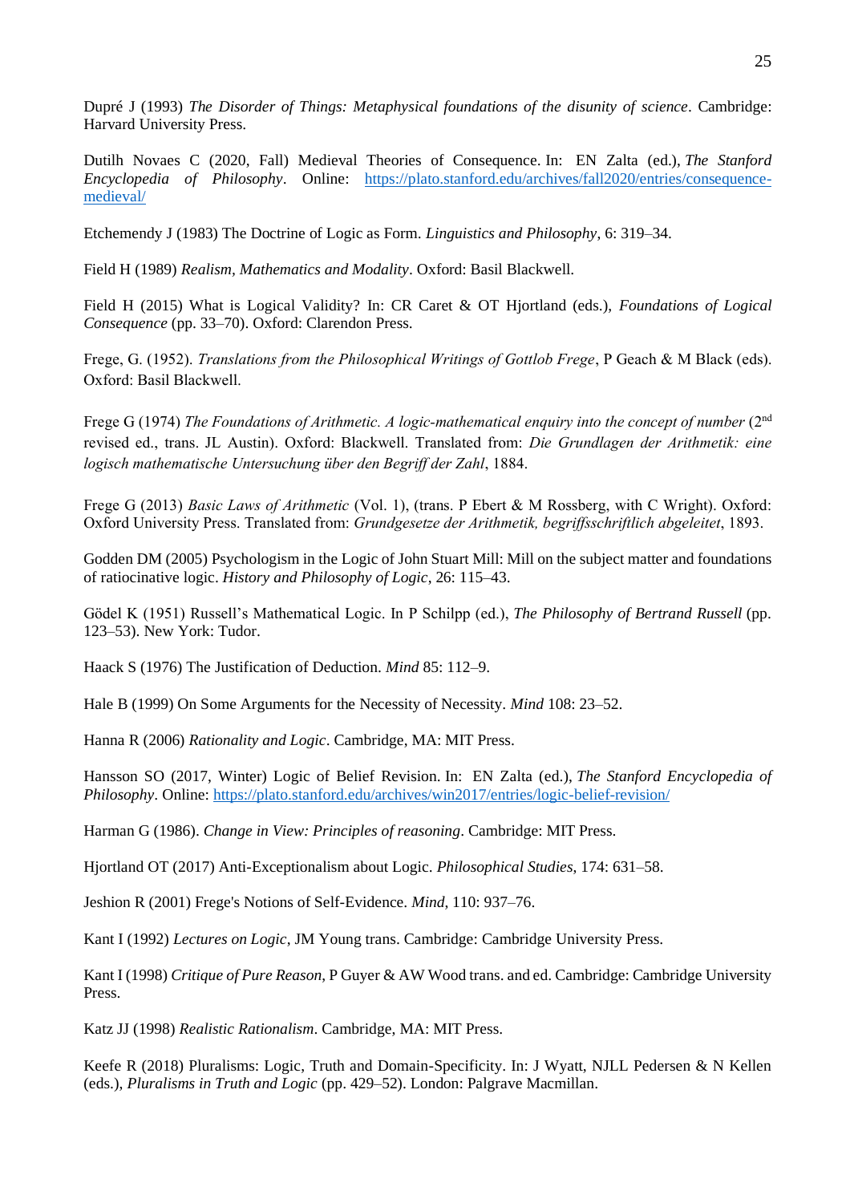Dupré J (1993) *The Disorder of Things: Metaphysical foundations of the disunity of science*. Cambridge: Harvard University Press.

Dutilh Novaes C (2020, Fall) Medieval Theories of Consequence. In: EN Zalta (ed.), *The Stanford Encyclopedia of Philosophy*. Online: [https://plato.stanford.edu/archives/fall2020/entries/consequence-medieval/](https://plato.stanford.edu/archives/fall2020/entries/consequence-medieval/)

Etchemendy J (1983) The Doctrine of Logic as Form. *Linguistics and Philosophy*, 6: 319–34.

Field H (1989) *Realism, Mathematics and Modality*. Oxford: Basil Blackwell.

Field H (2015) What is Logical Validity? In: CR Caret & OT Hjortland (eds.), *Foundations of Logical Consequence* (pp. 33–70). Oxford: Clarendon Press.

Frege, G. (1952). *Translations from the Philosophical Writings of Gottlob Frege*, P Geach & M Black (eds). Oxford: Basil Blackwell.

Frege G (1974) *The Foundations of Arithmetic. A logic-mathematical enquiry into the concept of number* (2nd revised ed., trans. JL Austin). Oxford: Blackwell. Translated from: *Die Grundlagen der Arithmetik: eine logisch mathematische Untersuchung über den Begriff der Zahl*, 1884.

Frege G (2013) *Basic Laws of Arithmetic* (Vol. 1), (trans. P Ebert & M Rossberg, with C Wright). Oxford: Oxford University Press. Translated from: *Grundgesetze der Arithmetik, begriffsschriftlich abgeleitet*, 1893.

Godden DM (2005) Psychologism in the Logic of John Stuart Mill: Mill on the subject matter and foundations of ratiocinative logic. *History and Philosophy of Logic*, 26: 115–43.

Gödel K (1951) Russell's Mathematical Logic. In P Schilpp (ed.), *The Philosophy of Bertrand Russell* (pp. 123–53). New York: Tudor.

Haack S (1976) The Justification of Deduction. *Mind* 85: 112–9.

Hale B (1999) On Some Arguments for the Necessity of Necessity. *Mind* 108: 23–52.

Hanna R (2006) *Rationality and Logic*. Cambridge, MA: MIT Press.

Hansson SO (2017, Winter) Logic of Belief Revision. In: EN Zalta (ed.), *The Stanford Encyclopedia of Philosophy*. Online: [https://plato.stanford.edu/archives/win2017/entries/logic-belief-revision/](https://plato.stanford.edu/archives/win2017/entries/logic-belief-revision/)

Harman G (1986). *Change in View: Principles of reasoning*. Cambridge: MIT Press.

Hjortland OT (2017) Anti-Exceptionalism about Logic. *Philosophical Studies*, 174: 631–58.

Jeshion R (2001) Frege's Notions of Self-Evidence. *Mind*, 110: 937–76.

Kant I (1992) *Lectures on Logic*, JM Young trans. Cambridge: Cambridge University Press.

Kant I (1998) *Critique of Pure Reason*, P Guyer & AW Wood trans. and ed. Cambridge: Cambridge University Press.

Katz JJ (1998) *Realistic Rationalism*. Cambridge, MA: MIT Press.

Keefe R (2018) Pluralisms: Logic, Truth and Domain-Specificity. In: J Wyatt, NJLL Pedersen & N Kellen (eds.), *Pluralisms in Truth and Logic* (pp. 429–52). London: Palgrave Macmillan.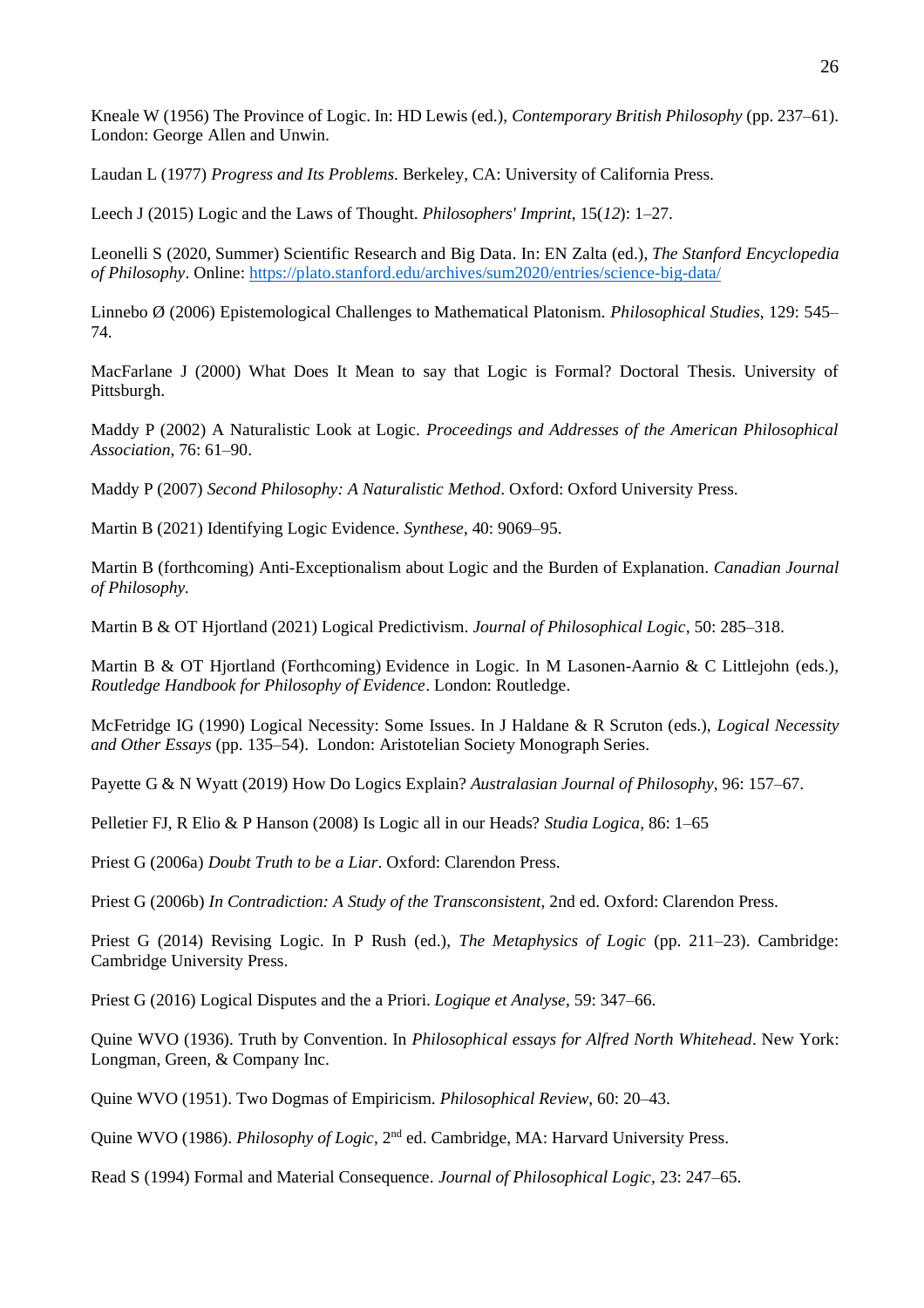Kneale W (1956) The Province of Logic. In: HD Lewis (ed.), *Contemporary British Philosophy* (pp. 237–61). London: George Allen and Unwin.

Laudan L (1977) *Progress and Its Problems*. Berkeley, CA: University of California Press.

Leech J (2015) Logic and the Laws of Thought. *Philosophers' Imprint*, 15(*12*): 1–27.

Leonelli S (2020, Summer) Scientific Research and Big Data. In: EN Zalta (ed.), *The Stanford Encyclopedia of Philosophy*. Online: https://plato.stanford.edu/archives/sum2020/entries/science-big-data/

Linnebo Ø (2006) Epistemological Challenges to Mathematical Platonism. *Philosophical Studies*, 129: 545–74.

MacFarlane J (2000) What Does It Mean to say that Logic is Formal? Doctoral Thesis. University of Pittsburgh.

Maddy P (2002) A Naturalistic Look at Logic. *Proceedings and Addresses of the American Philosophical Association*, 76: 61–90.

Maddy P (2007) *Second Philosophy: A Naturalistic Method*. Oxford: Oxford University Press.

Martin B (2021) Identifying Logic Evidence. *Synthese*, 40: 9069–95.

Martin B (forthcoming) Anti-Exceptionalism about Logic and the Burden of Explanation. *Canadian Journal of Philosophy*.

Martin B & OT Hjortland (2021) Logical Predictivism. *Journal of Philosophical Logic*, 50: 285–318.

Martin B & OT Hjortland (Forthcoming) Evidence in Logic. In M Lasonen-Aarnio & C Littlejohn (eds.), *Routledge Handbook for Philosophy of Evidence*. London: Routledge.

McFetridge IG (1990) Logical Necessity: Some Issues. In J Haldane & R Scruton (eds.), *Logical Necessity and Other Essays* (pp. 135–54). London: Aristotelian Society Monograph Series.

Payette G & N Wyatt (2019) How Do Logics Explain? *Australasian Journal of Philosophy*, 96: 157–67.

Pelletier FJ, R Elio & P Hanson (2008) Is Logic all in our Heads? *Studia Logica*, 86: 1–65

Priest G (2006a) *Doubt Truth to be a Liar*. Oxford: Clarendon Press.

Priest G (2006b) *In Contradiction: A Study of the Transconsistent*, 2nd ed. Oxford: Clarendon Press.

Priest G (2014) Revising Logic. In P Rush (ed.), *The Metaphysics of Logic* (pp. 211–23). Cambridge: Cambridge University Press.

Priest G (2016) Logical Disputes and the a Priori. *Logique et Analyse*, 59: 347–66.

Quine WVO (1936). Truth by Convention. In *Philosophical essays for Alfred North Whitehead*. New York: Longman, Green, & Company Inc.

Quine WVO (1951). Two Dogmas of Empiricism. *Philosophical Review*, 60: 20–43.

Quine WVO (1986). *Philosophy of Logic*, 2nd ed. Cambridge, MA: Harvard University Press.

Read S (1994) Formal and Material Consequence. *Journal of Philosophical Logic*, 23: 247–65.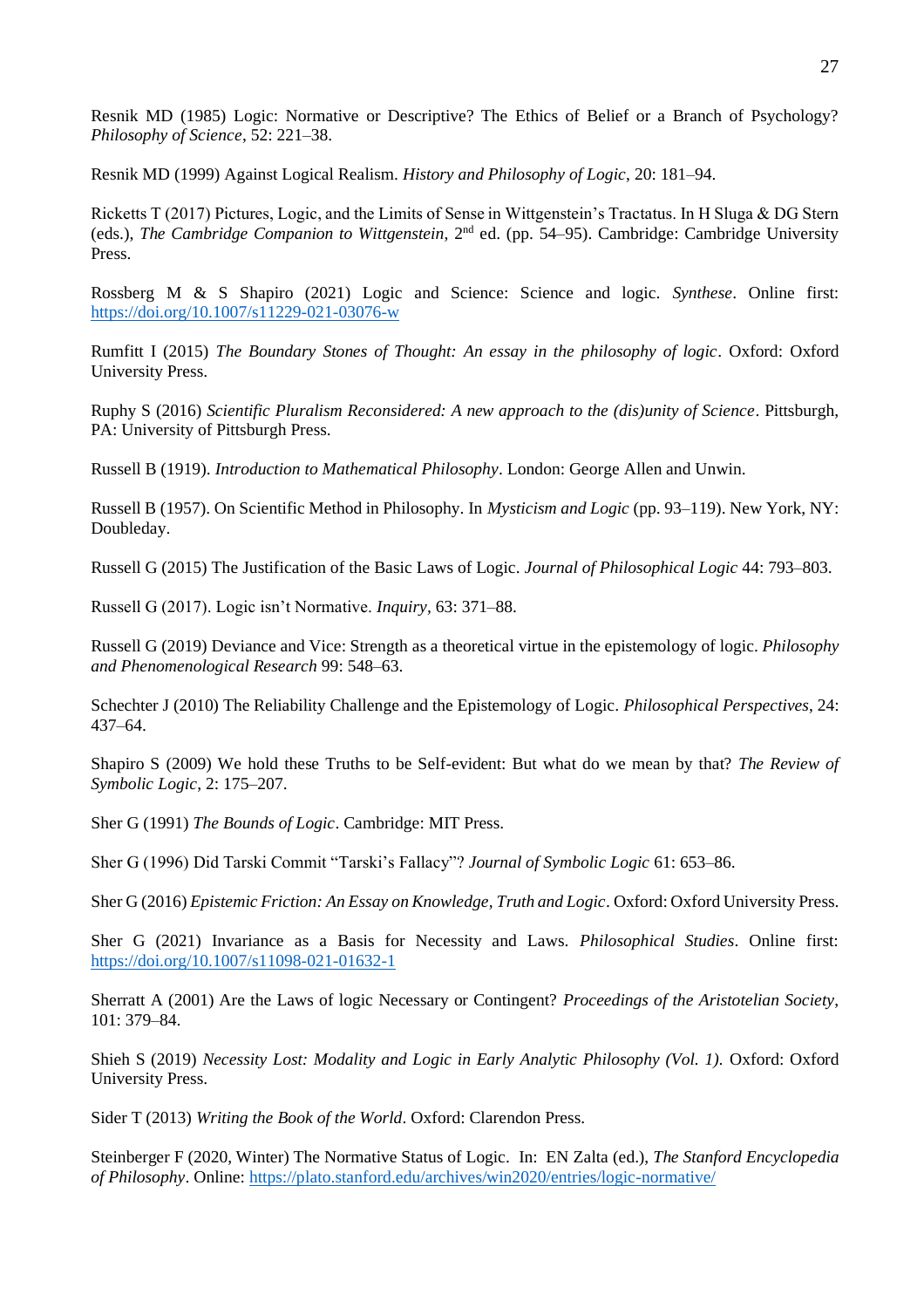Resnik MD (1985) Logic: Normative or Descriptive? The Ethics of Belief or a Branch of Psychology? *Philosophy of Science*, 52: 221–38.

Resnik MD (1999) Against Logical Realism. *History and Philosophy of Logic*, 20: 181–94.

Ricketts T (2017) Pictures, Logic, and the Limits of Sense in Wittgenstein's Tractatus. In H Sluga & DG Stern (eds.), *The Cambridge Companion to Wittgenstein*, 2nd ed. (pp. 54–95). Cambridge: Cambridge University Press.

Rossberg M & S Shapiro (2021) Logic and Science: Science and logic. *Synthese*. Online first: https://doi.org/10.1007/s11229-021-03076-w

Rumfitt I (2015) *The Boundary Stones of Thought: An essay in the philosophy of logic*. Oxford: Oxford University Press.

Ruphy S (2016) *Scientific Pluralism Reconsidered: A new approach to the (dis)unity of Science*. Pittsburgh, PA: University of Pittsburgh Press.

Russell B (1919). *Introduction to Mathematical Philosophy*. London: George Allen and Unwin.

Russell B (1957). On Scientific Method in Philosophy. In *Mysticism and Logic* (pp. 93–119). New York, NY: Doubleday.

Russell G (2015) The Justification of the Basic Laws of Logic. *Journal of Philosophical Logic* 44: 793–803.

Russell G (2017). Logic isn't Normative. *Inquiry*, 63: 371–88.

Russell G (2019) Deviance and Vice: Strength as a theoretical virtue in the epistemology of logic. *Philosophy and Phenomenological Research* 99: 548–63.

Schechter J (2010) The Reliability Challenge and the Epistemology of Logic. *Philosophical Perspectives*, 24: 437–64.

Shapiro S (2009) We hold these Truths to be Self-evident: But what do we mean by that? *The Review of Symbolic Logic*, 2: 175–207.

Sher G (1991) *The Bounds of Logic*. Cambridge: MIT Press.

Sher G (1996) Did Tarski Commit "Tarski's Fallacy"? *Journal of Symbolic Logic* 61: 653–86.

Sher G (2016) *Epistemic Friction: An Essay on Knowledge, Truth and Logic*. Oxford: Oxford University Press.

Sher G (2021) Invariance as a Basis for Necessity and Laws. *Philosophical Studies*. Online first: https://doi.org/10.1007/s11098-021-01632-1

Sherratt A (2001) Are the Laws of logic Necessary or Contingent? *Proceedings of the Aristotelian Society*, 101: 379–84.

Shieh S (2019) *Necessity Lost: Modality and Logic in Early Analytic Philosophy (Vol. 1)*. Oxford: Oxford University Press.

Sider T (2013) *Writing the Book of the World*. Oxford: Clarendon Press.

Steinberger F (2020, Winter) The Normative Status of Logic. In: EN Zalta (ed.), *The Stanford Encyclopedia of Philosophy*. Online: https://plato.stanford.edu/archives/win2020/entries/logic-normative/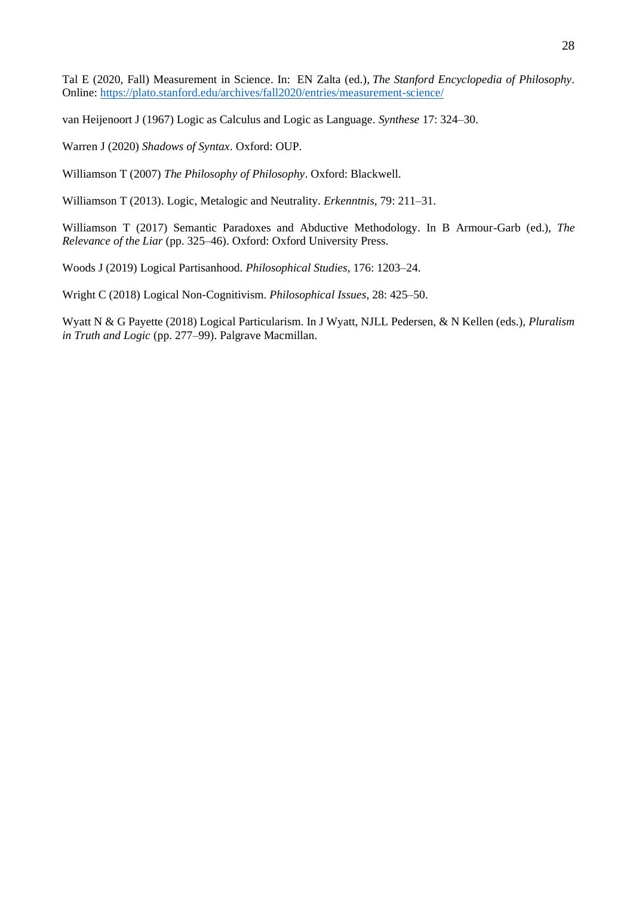Tal E (2020, Fall) Measurement in Science. In: EN Zalta (ed.), *The Stanford Encyclopedia of Philosophy*. Online: https://plato.stanford.edu/archives/fall2020/entries/measurement-science/

van Heijenoort J (1967) Logic as Calculus and Logic as Language. *Synthese* 17: 324–30.

Warren J (2020) *Shadows of Syntax*. Oxford: OUP.

Williamson T (2007) *The Philosophy of Philosophy*. Oxford: Blackwell.

Williamson T (2013). Logic, Metalogic and Neutrality. *Erkenntnis*, 79: 211–31.

Williamson T (2017) Semantic Paradoxes and Abductive Methodology. In B Armour-Garb (ed.), *The Relevance of the Liar* (pp. 325–46). Oxford: Oxford University Press.

Woods J (2019) Logical Partisanhood. *Philosophical Studies*, 176: 1203–24.

Wright C (2018) Logical Non-Cognitivism. *Philosophical Issues*, 28: 425–50.

Wyatt N & G Payette (2018) Logical Particularism. In J Wyatt, NJLL Pedersen, & N Kellen (eds.), *Pluralism in Truth and Logic* (pp. 277–99). Palgrave Macmillan.